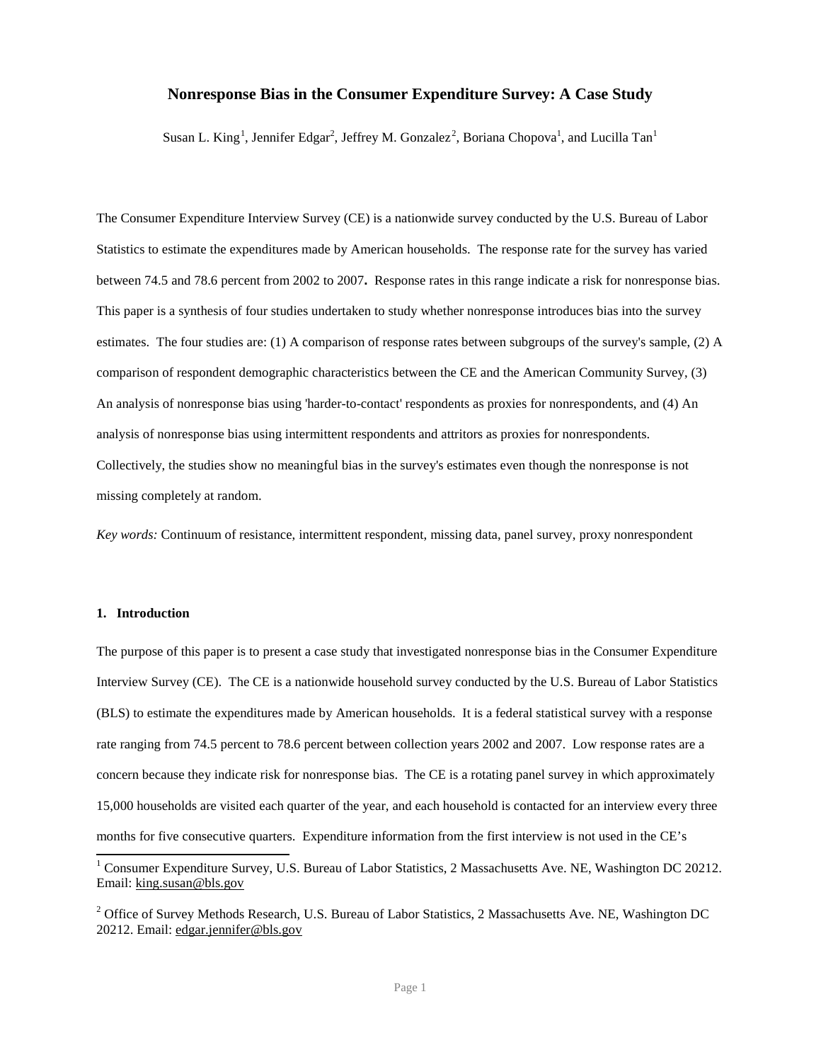# Nonresponse Bias in the Consumer Expenditure Survey: A Case Study

Susan L. King[1], Jennifer Edgar[2], Jeffrey M. Gonzalez[2], Boriana Chopova[1], and Lucilla Tan[1]

The Consumer Expenditure Interview Survey (CE) is a nationwide survey conducted by the U.S. Bureau of Labor Statistics to estimate the expenditures made by American households. The response rate for the survey has varied between 74.5 and 78.6 percent from 2002 to 2007**.** Response rates in this range indicate a risk for nonresponse bias. This paper is a synthesis of four studies undertaken to study whether nonresponse introduces bias into the survey estimates. The four studies are: (1) A comparison of response rates between subgroups of the survey's sample, (2) A comparison of respondent demographic characteristics between the CE and the American Community Survey, (3) An analysis of nonresponse bias using 'harder-to-contact' respondents as proxies for nonrespondents, and (4) An analysis of nonresponse bias using intermittent respondents and attritors as proxies for nonrespondents. Collectively, the studies show no meaningful bias in the survey's estimates even though the nonresponse is not missing completely at random.

*Key words:* Continuum of resistance, intermittent respondent, missing data, panel survey, proxy nonrespondent

## 1. Introduction

The purpose of this paper is to present a case study that investigated nonresponse bias in the Consumer Expenditure Interview Survey (CE). The CE is a nationwide household survey conducted by the U.S. Bureau of Labor Statistics (BLS) to estimate the expenditures made by American households. It is a federal statistical survey with a response rate ranging from 74.5 percent to 78.6 percent between collection years 2002 and 2007. Low response rates are a concern because they indicate risk for nonresponse bias. The CE is a rotating panel survey in which approximately 15,000 households are visited each quarter of the year, and each household is contacted for an interview every three months for five consecutive quarters. Expenditure information from the first interview is not used in the CE's

[1] Consumer Expenditure Survey, U.S. Bureau of Labor Statistics, 2 Massachusetts Ave. NE, Washington DC 20212. Email: king.susan@bls.gov

[2] Office of Survey Methods Research, U.S. Bureau of Labor Statistics, 2 Massachusetts Ave. NE, Washington DC 20212. Email: edgar.jennifer@bls.gov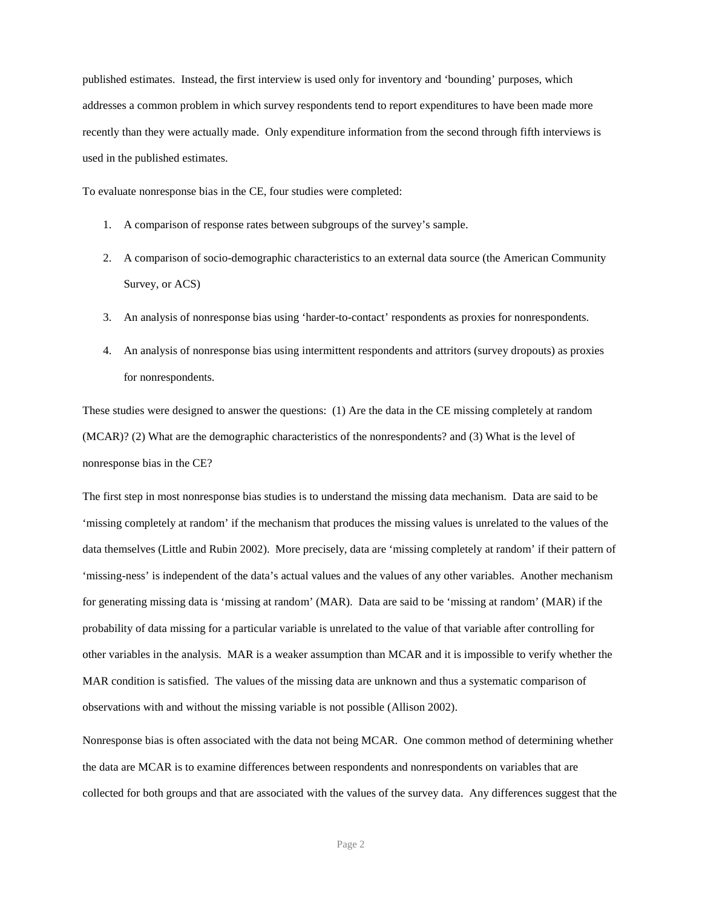published estimates. Instead, the first interview is used only for inventory and 'bounding' purposes, which addresses a common problem in which survey respondents tend to report expenditures to have been made more recently than they were actually made. Only expenditure information from the second through fifth interviews is used in the published estimates.

To evaluate nonresponse bias in the CE, four studies were completed:

1. A comparison of response rates between subgroups of the survey's sample.
2. A comparison of socio-demographic characteristics to an external data source (the American Community Survey, or ACS)
3. An analysis of nonresponse bias using 'harder-to-contact' respondents as proxies for nonrespondents.
4. An analysis of nonresponse bias using intermittent respondents and attritors (survey dropouts) as proxies for nonrespondents.

These studies were designed to answer the questions: (1) Are the data in the CE missing completely at random (MCAR)? (2) What are the demographic characteristics of the nonrespondents? and (3) What is the level of nonresponse bias in the CE?

The first step in most nonresponse bias studies is to understand the missing data mechanism. Data are said to be 'missing completely at random' if the mechanism that produces the missing values is unrelated to the values of the data themselves (Little and Rubin 2002). More precisely, data are 'missing completely at random' if their pattern of 'missing-ness' is independent of the data's actual values and the values of any other variables. Another mechanism for generating missing data is 'missing at random' (MAR). Data are said to be 'missing at random' (MAR) if the probability of data missing for a particular variable is unrelated to the value of that variable after controlling for other variables in the analysis. MAR is a weaker assumption than MCAR and it is impossible to verify whether the MAR condition is satisfied. The values of the missing data are unknown and thus a systematic comparison of observations with and without the missing variable is not possible (Allison 2002).

Nonresponse bias is often associated with the data not being MCAR. One common method of determining whether the data are MCAR is to examine differences between respondents and nonrespondents on variables that are collected for both groups and that are associated with the values of the survey data. Any differences suggest that the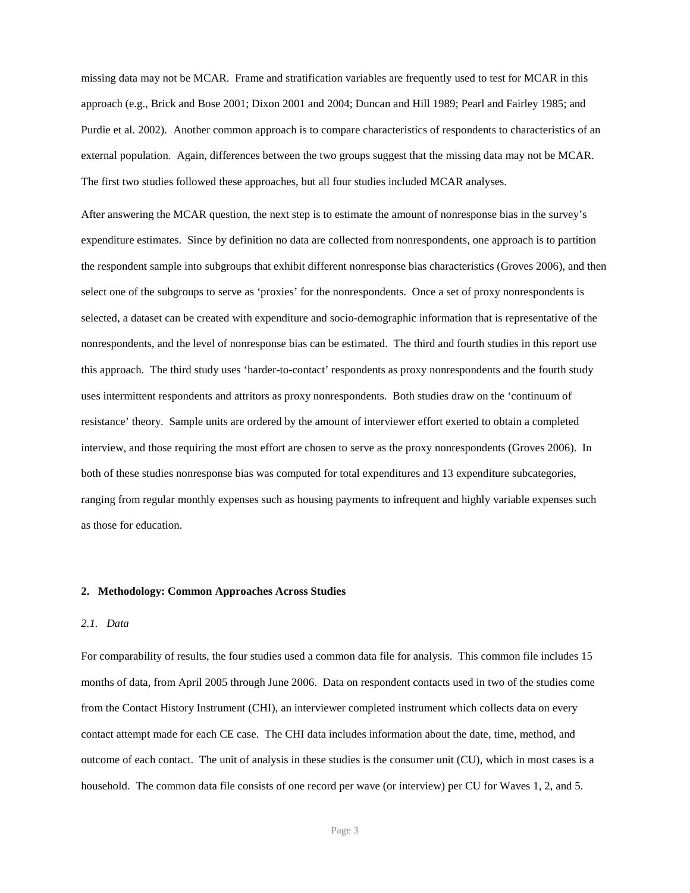missing data may not be MCAR. Frame and stratification variables are frequently used to test for MCAR in this approach (e.g., Brick and Bose 2001; Dixon 2001 and 2004; Duncan and Hill 1989; Pearl and Fairley 1985; and Purdie et al. 2002). Another common approach is to compare characteristics of respondents to characteristics of an external population. Again, differences between the two groups suggest that the missing data may not be MCAR. The first two studies followed these approaches, but all four studies included MCAR analyses.

After answering the MCAR question, the next step is to estimate the amount of nonresponse bias in the survey's expenditure estimates. Since by definition no data are collected from nonrespondents, one approach is to partition the respondent sample into subgroups that exhibit different nonresponse bias characteristics (Groves 2006), and then select one of the subgroups to serve as 'proxies' for the nonrespondents. Once a set of proxy nonrespondents is selected, a dataset can be created with expenditure and socio-demographic information that is representative of the nonrespondents, and the level of nonresponse bias can be estimated. The third and fourth studies in this report use this approach. The third study uses 'harder-to-contact' respondents as proxy nonrespondents and the fourth study uses intermittent respondents and attritors as proxy nonrespondents. Both studies draw on the 'continuum of resistance' theory. Sample units are ordered by the amount of interviewer effort exerted to obtain a completed interview, and those requiring the most effort are chosen to serve as the proxy nonrespondents (Groves 2006). In both of these studies nonresponse bias was computed for total expenditures and 13 expenditure subcategories, ranging from regular monthly expenses such as housing payments to infrequent and highly variable expenses such as those for education.

## 2. Methodology: Common Approaches Across Studies

### *2.1. Data*

For comparability of results, the four studies used a common data file for analysis. This common file includes 15 months of data, from April 2005 through June 2006. Data on respondent contacts used in two of the studies come from the Contact History Instrument (CHI), an interviewer completed instrument which collects data on every contact attempt made for each CE case. The CHI data includes information about the date, time, method, and outcome of each contact. The unit of analysis in these studies is the consumer unit (CU), which in most cases is a household. The common data file consists of one record per wave (or interview) per CU for Waves 1, 2, and 5.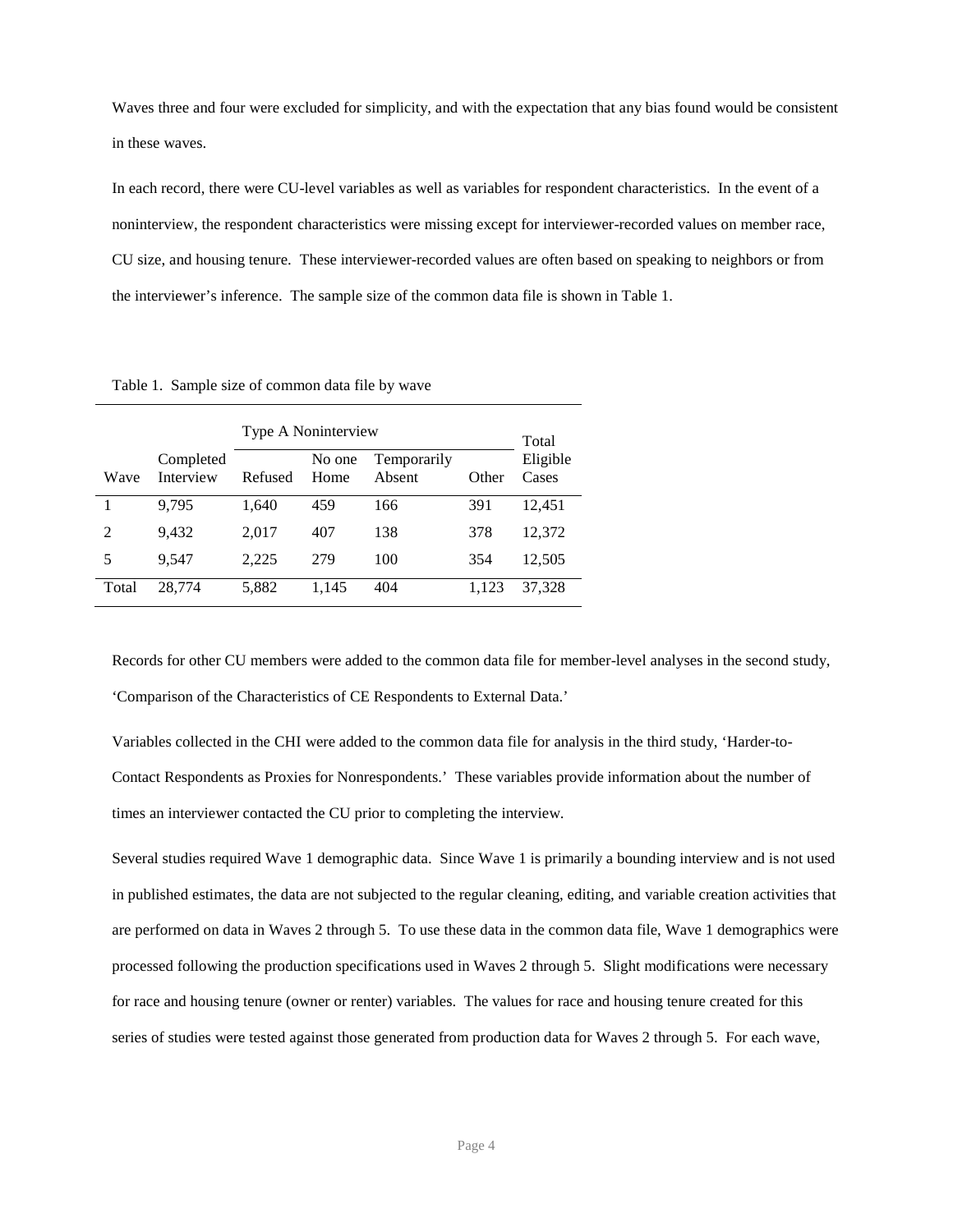Waves three and four were excluded for simplicity, and with the expectation that any bias found would be consistent in these waves.

In each record, there were CU-level variables as well as variables for respondent characteristics. In the event of a noninterview, the respondent characteristics were missing except for interviewer-recorded values on member race, CU size, and housing tenure. These interviewer-recorded values are often based on speaking to neighbors or from the interviewer's inference. The sample size of the common data file is shown in Table 1.

Table 1. Sample size of common data file by wave

| | | Type A Noninterview | | | | Total |
|---|---|---|---|---|---|---|
| Wave | Completed Interview | Refused | No one Home | Temporarily Absent | Other | Eligible Cases |
| 1 | 9,795 | 1,640 | 459 | 166 | 391 | 12,451 |
| 2 | 9,432 | 2,017 | 407 | 138 | 378 | 12,372 |
| 5 | 9,547 | 2,225 | 279 | 100 | 354 | 12,505 |
| Total | 28,774 | 5,882 | 1,145 | 404 | 1,123 | 37,328 |

Records for other CU members were added to the common data file for member-level analyses in the second study, 'Comparison of the Characteristics of CE Respondents to External Data.'

Variables collected in the CHI were added to the common data file for analysis in the third study, 'Harder-to-Contact Respondents as Proxies for Nonrespondents.' These variables provide information about the number of times an interviewer contacted the CU prior to completing the interview.

Several studies required Wave 1 demographic data. Since Wave 1 is primarily a bounding interview and is not used in published estimates, the data are not subjected to the regular cleaning, editing, and variable creation activities that are performed on data in Waves 2 through 5. To use these data in the common data file, Wave 1 demographics were processed following the production specifications used in Waves 2 through 5. Slight modifications were necessary for race and housing tenure (owner or renter) variables. The values for race and housing tenure created for this series of studies were tested against those generated from production data for Waves 2 through 5. For each wave,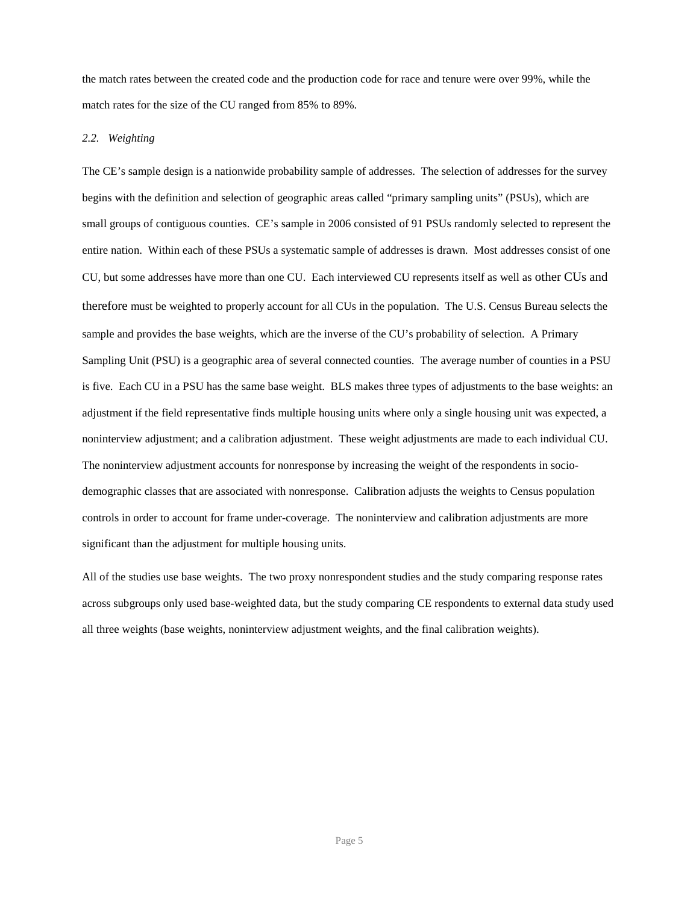the match rates between the created code and the production code for race and tenure were over 99%, while the match rates for the size of the CU ranged from 85% to 89%.

### *2.2. Weighting*

The CE's sample design is a nationwide probability sample of addresses. The selection of addresses for the survey begins with the definition and selection of geographic areas called "primary sampling units" (PSUs), which are small groups of contiguous counties. CE's sample in 2006 consisted of 91 PSUs randomly selected to represent the entire nation. Within each of these PSUs a systematic sample of addresses is drawn. Most addresses consist of one CU, but some addresses have more than one CU. Each interviewed CU represents itself as well as other CUs and therefore must be weighted to properly account for all CUs in the population. The U.S. Census Bureau selects the sample and provides the base weights, which are the inverse of the CU's probability of selection. A Primary Sampling Unit (PSU) is a geographic area of several connected counties. The average number of counties in a PSU is five. Each CU in a PSU has the same base weight. BLS makes three types of adjustments to the base weights: an adjustment if the field representative finds multiple housing units where only a single housing unit was expected, a noninterview adjustment; and a calibration adjustment. These weight adjustments are made to each individual CU. The noninterview adjustment accounts for nonresponse by increasing the weight of the respondents in socio-demographic classes that are associated with nonresponse. Calibration adjusts the weights to Census population controls in order to account for frame under-coverage. The noninterview and calibration adjustments are more significant than the adjustment for multiple housing units.

All of the studies use base weights. The two proxy nonrespondent studies and the study comparing response rates across subgroups only used base-weighted data, but the study comparing CE respondents to external data study used all three weights (base weights, noninterview adjustment weights, and the final calibration weights).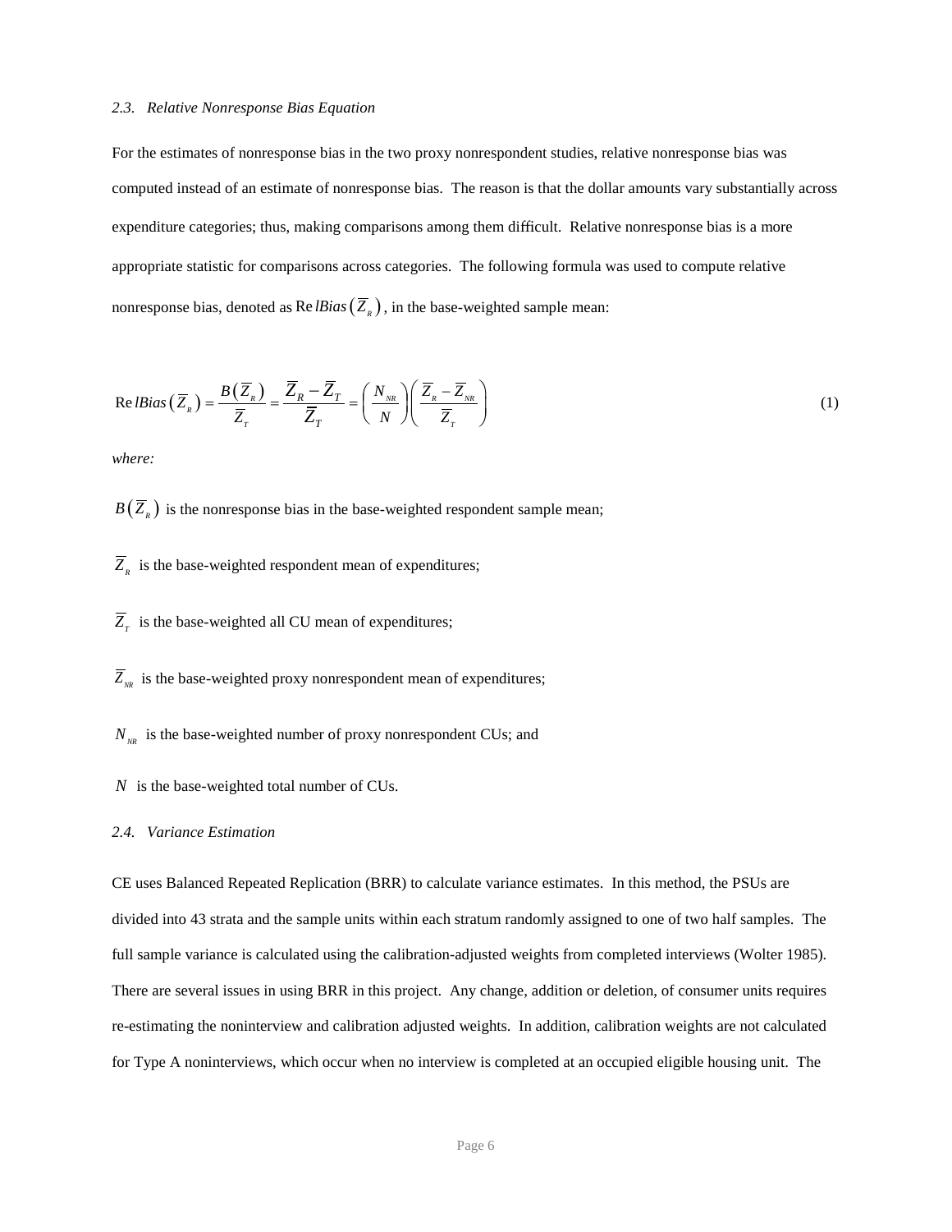### *2.3. Relative Nonresponse Bias Equation*

For the estimates of nonresponse bias in the two proxy nonrespondent studies, relative nonresponse bias was computed instead of an estimate of nonresponse bias. The reason is that the dollar amounts vary substantially across expenditure categories; thus, making comparisons among them difficult. Relative nonresponse bias is a more appropriate statistic for comparisons across categories. The following formula was used to compute relative nonresponse bias, denoted as $\text{Re}\,lBias\left(\overline{Z}_R\right)$, in the base-weighted sample mean:

$$\text{Re}\,lBias\left(\overline{Z}_R\right) = \frac{B\left(\overline{Z}_R\right)}{\overline{Z}_T} = \frac{\overline{Z}_R - \overline{Z}_T}{\overline{Z}_T} = \left(\frac{N_{NR}}{N}\right)\left(\frac{\overline{Z}_R - \overline{Z}_{NR}}{\overline{Z}_T}\right) \tag{1}$$

*where:*

$B\left(\overline{Z}_R\right)$ is the nonresponse bias in the base-weighted respondent sample mean;

$\overline{Z}_R$ is the base-weighted respondent mean of expenditures;

$\overline{Z}_T$ is the base-weighted all CU mean of expenditures;

$\overline{Z}_{NR}$ is the base-weighted proxy nonrespondent mean of expenditures;

$N_{NR}$ is the base-weighted number of proxy nonrespondent CUs; and

$N$ is the base-weighted total number of CUs.

### *2.4. Variance Estimation*

CE uses Balanced Repeated Replication (BRR) to calculate variance estimates. In this method, the PSUs are divided into 43 strata and the sample units within each stratum randomly assigned to one of two half samples. The full sample variance is calculated using the calibration-adjusted weights from completed interviews (Wolter 1985). There are several issues in using BRR in this project. Any change, addition or deletion, of consumer units requires re-estimating the noninterview and calibration adjusted weights. In addition, calibration weights are not calculated for Type A noninterviews, which occur when no interview is completed at an occupied eligible housing unit. The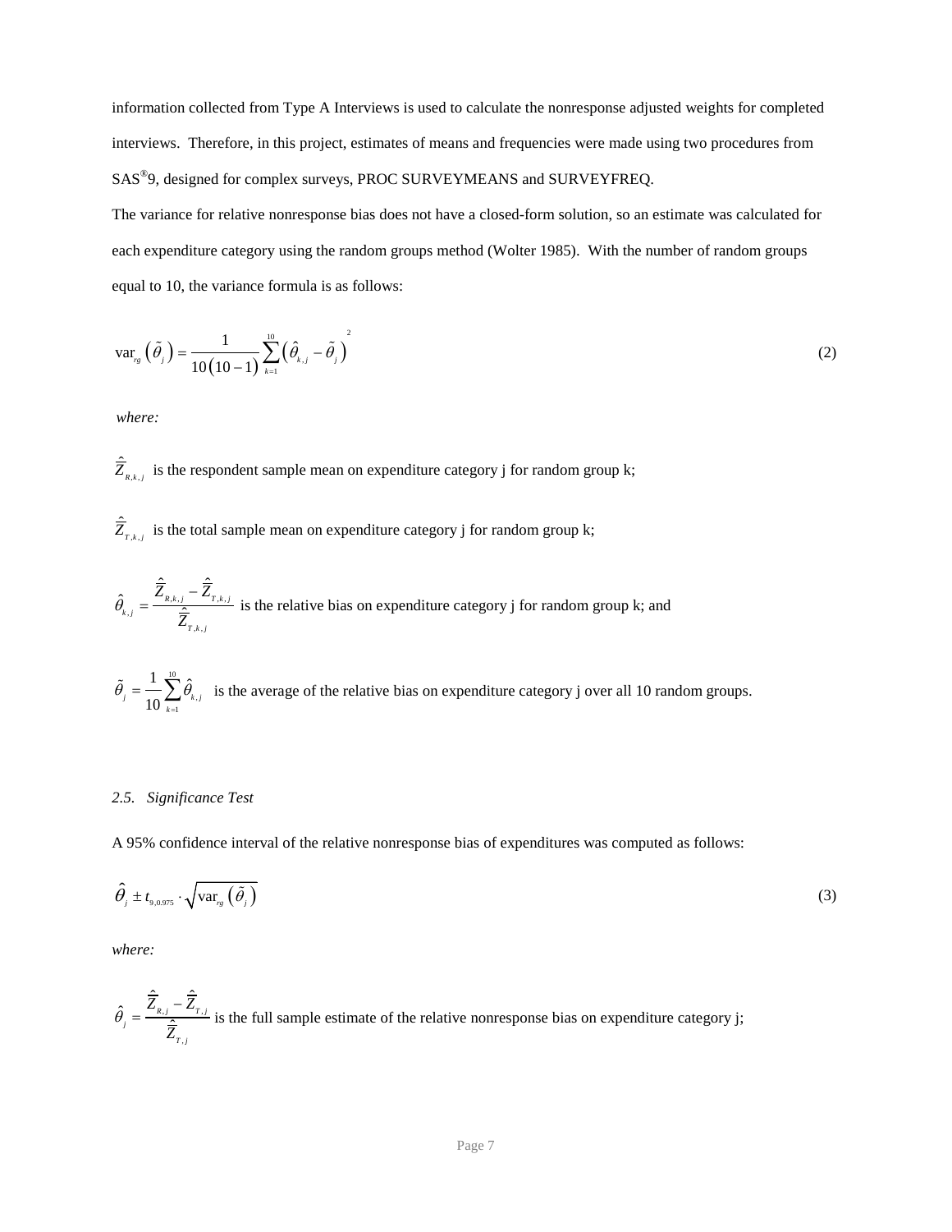information collected from Type A Interviews is used to calculate the nonresponse adjusted weights for completed interviews. Therefore, in this project, estimates of means and frequencies were made using two procedures from SAS®9, designed for complex surveys, PROC SURVEYMEANS and SURVEYFREQ.

The variance for relative nonresponse bias does not have a closed-form solution, so an estimate was calculated for each expenditure category using the random groups method (Wolter 1985). With the number of random groups equal to 10, the variance formula is as follows:

$$\text{var}_{rg}\left(\tilde{\theta}_j\right) = \frac{1}{10(10-1)} \sum_{k=1}^{10} \left(\hat{\theta}_{k,j} - \tilde{\theta}_j\right)^2 \tag{2}$$

*where:*

$\hat{\bar{Z}}_{R,k,j}$ is the respondent sample mean on expenditure category j for random group k;

$\hat{\bar{Z}}_{T,k,j}$ is the total sample mean on expenditure category j for random group k;

$\hat{\theta}_{k,j} = \dfrac{\hat{\bar{Z}}_{R,k,j} - \hat{\bar{Z}}_{T,k,j}}{\hat{\bar{Z}}_{T,k,j}}$ is the relative bias on expenditure category j for random group k; and

$\tilde{\theta}_j = \dfrac{1}{10}\sum_{k=1}^{10}\hat{\theta}_{k,j}$ is the average of the relative bias on expenditure category j over all 10 random groups.

### *2.5. Significance Test*

A 95% confidence interval of the relative nonresponse bias of expenditures was computed as follows:

$$\hat{\theta}_j \pm t_{9,0.975} \cdot \sqrt{\text{var}_{rg}\left(\tilde{\theta}_j\right)} \tag{3}$$

*where:*

$\hat{\theta}_j = \dfrac{\hat{\bar{Z}}_{R,j} - \hat{\bar{Z}}_{T,j}}{\hat{\bar{Z}}_{T,j}}$ is the full sample estimate of the relative nonresponse bias on expenditure category j;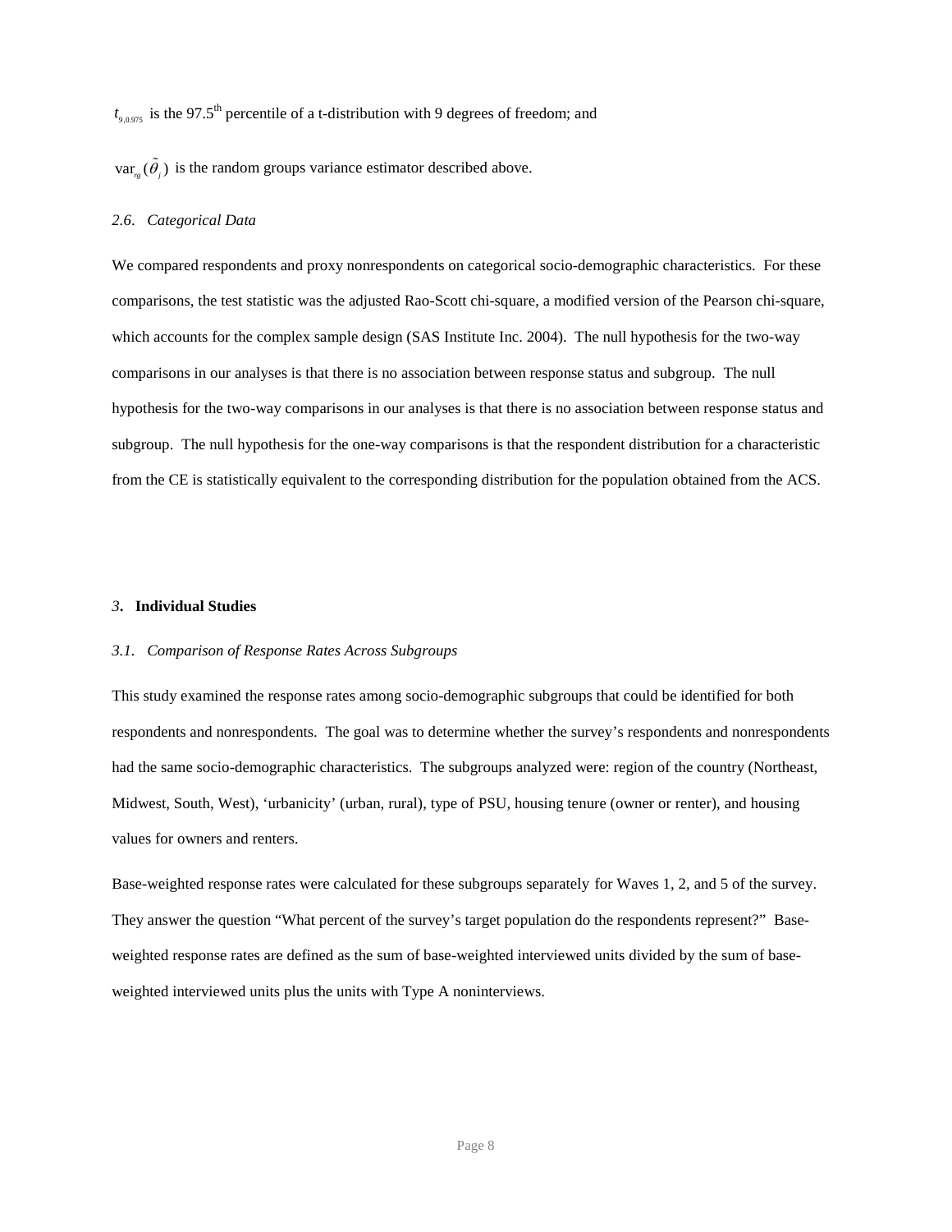$t_{9,0.975}$ is the 97.5th percentile of a t-distribution with 9 degrees of freedom; and

$\text{var}_{rg}(\tilde{\theta}_j)$ is the random groups variance estimator described above.

### *2.6. Categorical Data*

We compared respondents and proxy nonrespondents on categorical socio-demographic characteristics. For these comparisons, the test statistic was the adjusted Rao-Scott chi-square, a modified version of the Pearson chi-square, which accounts for the complex sample design (SAS Institute Inc. 2004). The null hypothesis for the two-way comparisons in our analyses is that there is no association between response status and subgroup. The null hypothesis for the two-way comparisons in our analyses is that there is no association between response status and subgroup. The null hypothesis for the one-way comparisons is that the respondent distribution for a characteristic from the CE is statistically equivalent to the corresponding distribution for the population obtained from the ACS.

## *3*. **Individual Studies**

### *3.1. Comparison of Response Rates Across Subgroups*

This study examined the response rates among socio-demographic subgroups that could be identified for both respondents and nonrespondents. The goal was to determine whether the survey's respondents and nonrespondents had the same socio-demographic characteristics. The subgroups analyzed were: region of the country (Northeast, Midwest, South, West), 'urbanicity' (urban, rural), type of PSU, housing tenure (owner or renter), and housing values for owners and renters.

Base-weighted response rates were calculated for these subgroups separately for Waves 1, 2, and 5 of the survey. They answer the question "What percent of the survey's target population do the respondents represent?" Base-weighted response rates are defined as the sum of base-weighted interviewed units divided by the sum of base-weighted interviewed units plus the units with Type A noninterviews.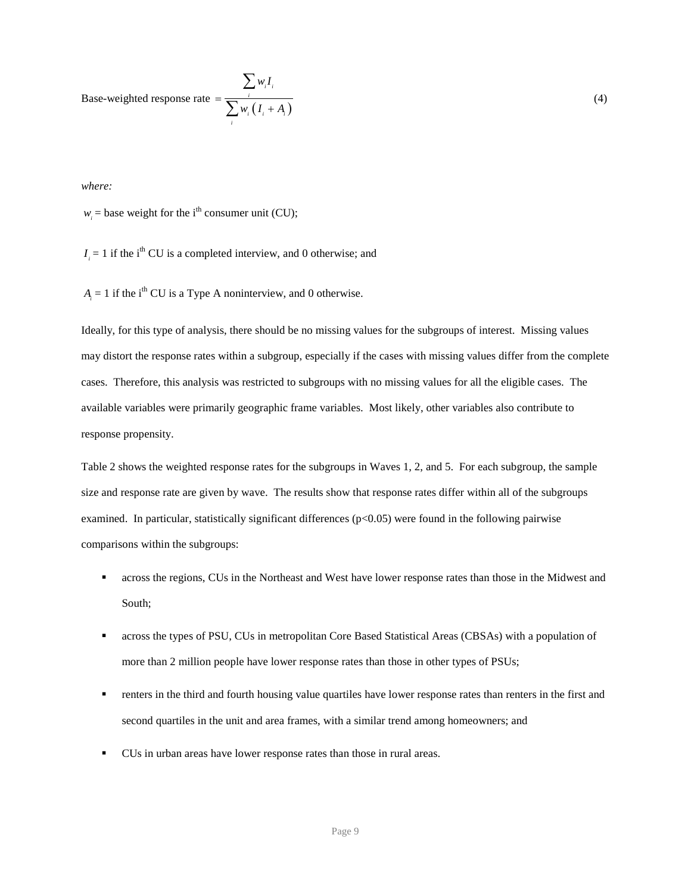$$\text{Base-weighted response rate} = \frac{\sum_i w_i I_i}{\sum_i w_i \left( I_i + A_i \right)} \tag{4}$$

*where:*

$w_i$ = base weight for the i[th] consumer unit (CU);

$I_i$ = 1 if the i[th] CU is a completed interview, and 0 otherwise; and

$A_i$ = 1 if the i[th] CU is a Type A noninterview, and 0 otherwise.

Ideally, for this type of analysis, there should be no missing values for the subgroups of interest. Missing values may distort the response rates within a subgroup, especially if the cases with missing values differ from the complete cases. Therefore, this analysis was restricted to subgroups with no missing values for all the eligible cases. The available variables were primarily geographic frame variables. Most likely, other variables also contribute to response propensity.

Table 2 shows the weighted response rates for the subgroups in Waves 1, 2, and 5. For each subgroup, the sample size and response rate are given by wave. The results show that response rates differ within all of the subgroups examined. In particular, statistically significant differences ($p<0.05$) were found in the following pairwise comparisons within the subgroups:

- across the regions, CUs in the Northeast and West have lower response rates than those in the Midwest and South;
- across the types of PSU, CUs in metropolitan Core Based Statistical Areas (CBSAs) with a population of more than 2 million people have lower response rates than those in other types of PSUs;
- renters in the third and fourth housing value quartiles have lower response rates than renters in the first and second quartiles in the unit and area frames, with a similar trend among homeowners; and
- CUs in urban areas have lower response rates than those in rural areas.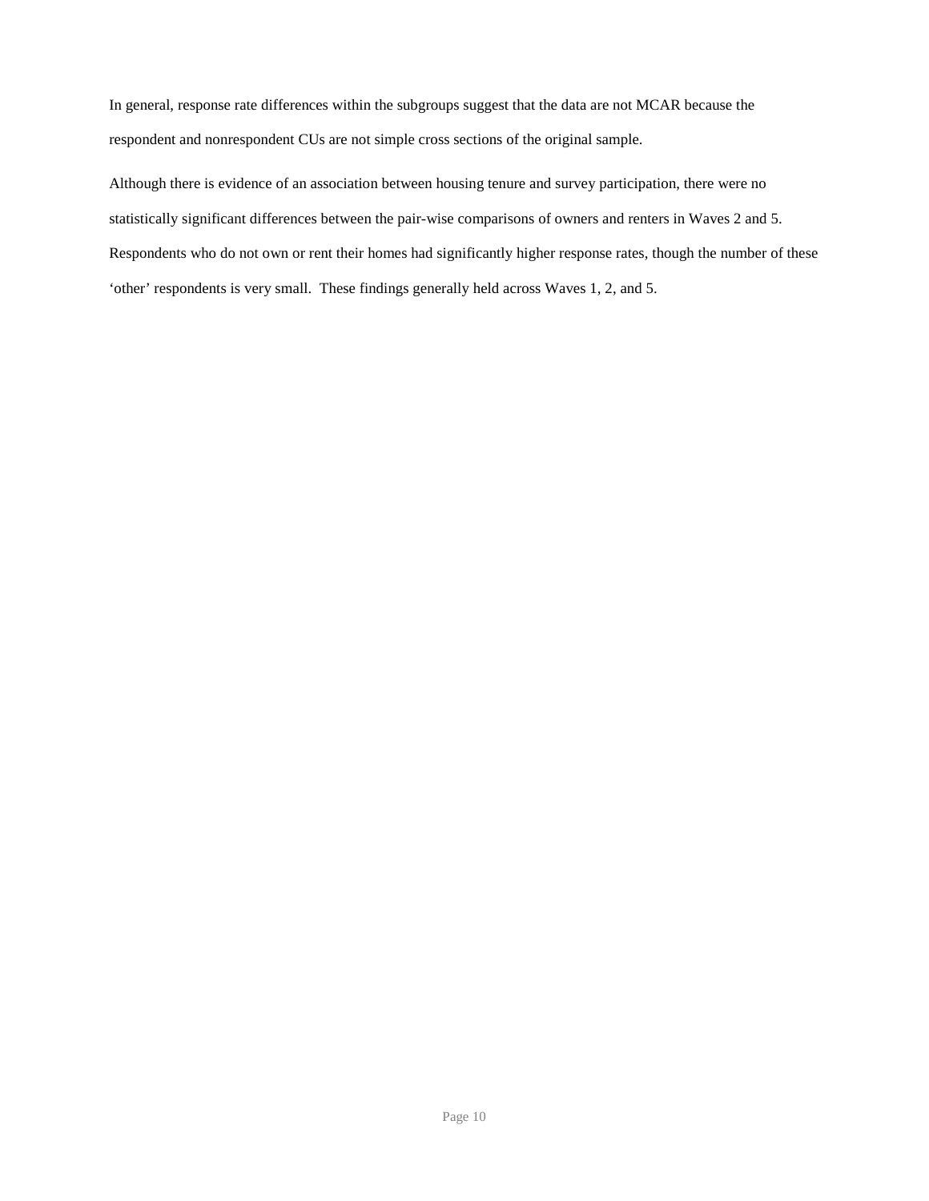In general, response rate differences within the subgroups suggest that the data are not MCAR because the respondent and nonrespondent CUs are not simple cross sections of the original sample.

Although there is evidence of an association between housing tenure and survey participation, there were no statistically significant differences between the pair-wise comparisons of owners and renters in Waves 2 and 5. Respondents who do not own or rent their homes had significantly higher response rates, though the number of these 'other' respondents is very small. These findings generally held across Waves 1, 2, and 5.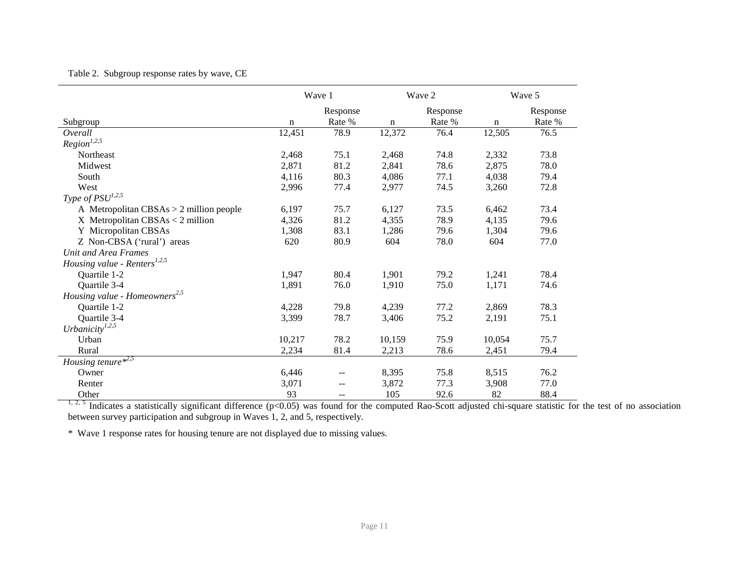Table 2. Subgroup response rates by wave, CE

| | Wave 1 | | Wave 2 | | Wave 5 | |
|---|---|---|---|---|---|---|
| Subgroup | n | Response Rate % | n | Response Rate % | n | Response Rate % |
| *Overall* | 12,451 | 78.9 | 12,372 | 76.4 | 12,505 | 76.5 |
| *Region*[1,2,5] | | | | | | |
| Northeast | 2,468 | 75.1 | 2,468 | 74.8 | 2,332 | 73.8 |
| Midwest | 2,871 | 81.2 | 2,841 | 78.6 | 2,875 | 78.0 |
| South | 4,116 | 80.3 | 4,086 | 77.1 | 4,038 | 79.4 |
| West | 2,996 | 77.4 | 2,977 | 74.5 | 3,260 | 72.8 |
| *Type of PSU*[1,2,5] | | | | | | |
| A Metropolitan CBSAs > 2 million people | 6,197 | 75.7 | 6,127 | 73.5 | 6,462 | 73.4 |
| X Metropolitan CBSAs < 2 million | 4,326 | 81.2 | 4,355 | 78.9 | 4,135 | 79.6 |
| Y Micropolitan CBSAs | 1,308 | 83.1 | 1,286 | 79.6 | 1,304 | 79.6 |
| Z Non-CBSA ('rural') areas | 620 | 80.9 | 604 | 78.0 | 604 | 77.0 |
| *Unit and Area Frames* | | | | | | |
| *Housing value - Renters*[1,2,5] | | | | | | |
| Quartile 1-2 | 1,947 | 80.4 | 1,901 | 79.2 | 1,241 | 78.4 |
| Quartile 3-4 | 1,891 | 76.0 | 1,910 | 75.0 | 1,171 | 74.6 |
| *Housing value - Homeowners*[2,5] | | | | | | |
| Quartile 1-2 | 4,228 | 79.8 | 4,239 | 77.2 | 2,869 | 78.3 |
| Quartile 3-4 | 3,399 | 78.7 | 3,406 | 75.2 | 2,191 | 75.1 |
| *Urbanicity*[1,2,5] | | | | | | |
| Urban | 10,217 | 78.2 | 10,159 | 75.9 | 10,054 | 75.7 |
| Rural | 2,234 | 81.4 | 2,213 | 78.6 | 2,451 | 79.4 |
| *Housing tenure**[2,5] | | | | | | |
| Owner | 6,446 | -- | 8,395 | 75.8 | 8,515 | 76.2 |
| Renter | 3,071 | -- | 3,872 | 77.3 | 3,908 | 77.0 |
| Other | 93 | -- | 105 | 92.6 | 82 | 88.4 |

[1, 2, 5] Indicates a statistically significant difference ($p<0.05$) was found for the computed Rao-Scott adjusted chi-square statistic for the test of no association between survey participation and subgroup in Waves 1, 2, and 5, respectively.

\* Wave 1 response rates for housing tenure are not displayed due to missing values.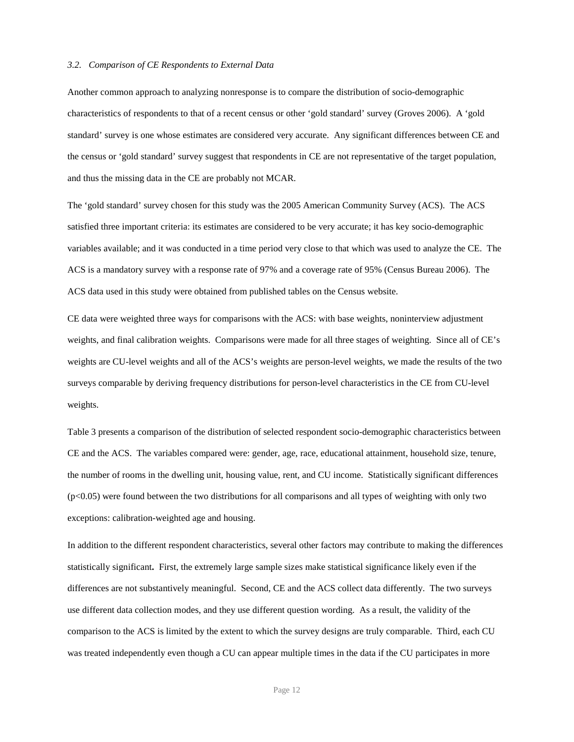### *3.2. Comparison of CE Respondents to External Data*

Another common approach to analyzing nonresponse is to compare the distribution of socio-demographic characteristics of respondents to that of a recent census or other 'gold standard' survey (Groves 2006). A 'gold standard' survey is one whose estimates are considered very accurate. Any significant differences between CE and the census or 'gold standard' survey suggest that respondents in CE are not representative of the target population, and thus the missing data in the CE are probably not MCAR.

The 'gold standard' survey chosen for this study was the 2005 American Community Survey (ACS). The ACS satisfied three important criteria: its estimates are considered to be very accurate; it has key socio-demographic variables available; and it was conducted in a time period very close to that which was used to analyze the CE. The ACS is a mandatory survey with a response rate of 97% and a coverage rate of 95% (Census Bureau 2006). The ACS data used in this study were obtained from published tables on the Census website.

CE data were weighted three ways for comparisons with the ACS: with base weights, noninterview adjustment weights, and final calibration weights. Comparisons were made for all three stages of weighting. Since all of CE's weights are CU-level weights and all of the ACS's weights are person-level weights, we made the results of the two surveys comparable by deriving frequency distributions for person-level characteristics in the CE from CU-level weights.

Table 3 presents a comparison of the distribution of selected respondent socio-demographic characteristics between CE and the ACS. The variables compared were: gender, age, race, educational attainment, household size, tenure, the number of rooms in the dwelling unit, housing value, rent, and CU income. Statistically significant differences ($p<0.05$) were found between the two distributions for all comparisons and all types of weighting with only two exceptions: calibration-weighted age and housing.

In addition to the different respondent characteristics, several other factors may contribute to making the differences statistically significant**.** First, the extremely large sample sizes make statistical significance likely even if the differences are not substantively meaningful. Second, CE and the ACS collect data differently. The two surveys use different data collection modes, and they use different question wording. As a result, the validity of the comparison to the ACS is limited by the extent to which the survey designs are truly comparable. Third, each CU was treated independently even though a CU can appear multiple times in the data if the CU participates in more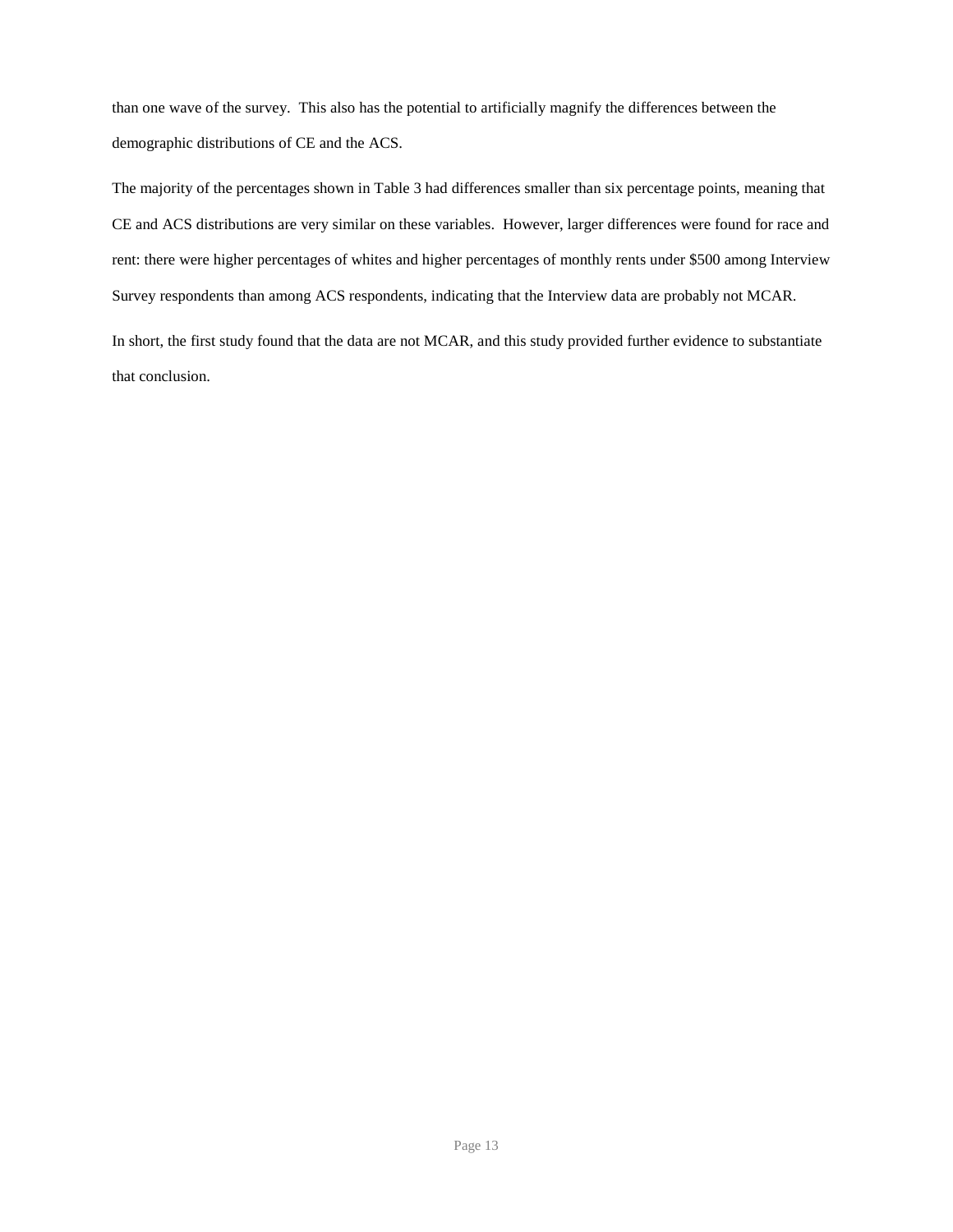than one wave of the survey. This also has the potential to artificially magnify the differences between the demographic distributions of CE and the ACS.

The majority of the percentages shown in Table 3 had differences smaller than six percentage points, meaning that CE and ACS distributions are very similar on these variables. However, larger differences were found for race and rent: there were higher percentages of whites and higher percentages of monthly rents under $500 among Interview Survey respondents than among ACS respondents, indicating that the Interview data are probably not MCAR.

In short, the first study found that the data are not MCAR, and this study provided further evidence to substantiate that conclusion.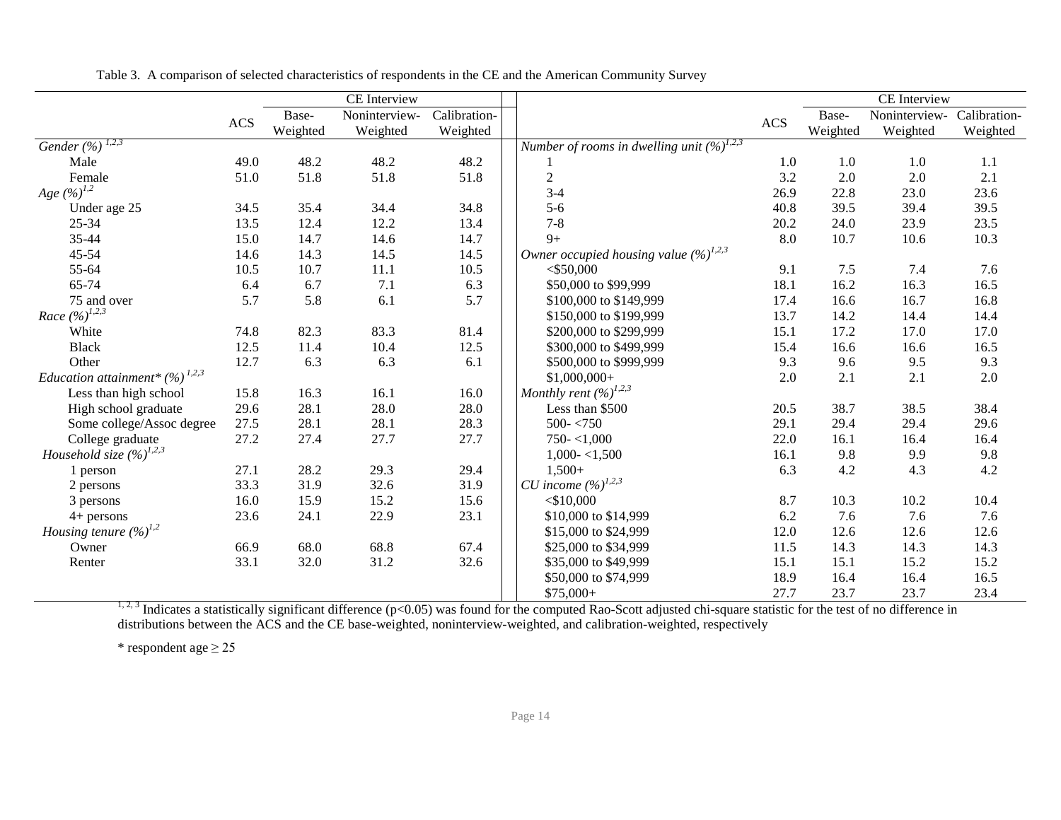Table 3. A comparison of selected characteristics of respondents in the CE and the American Community Survey

| | ACS | CE Interview | | |
|---|---|---|---|---|
| | | Base-Weighted | Noninterview-Weighted | Calibration-Weighted |
| *Gender (%)* [1,2,3] | | | | |
| Male | 49.0 | 48.2 | 48.2 | 48.2 |
| Female | 51.0 | 51.8 | 51.8 | 51.8 |
| *Age (%)* [1,2] | | | | |
| Under age 25 | 34.5 | 35.4 | 34.4 | 34.8 |
| 25-34 | 13.5 | 12.4 | 12.2 | 13.4 |
| 35-44 | 15.0 | 14.7 | 14.6 | 14.7 |
| 45-54 | 14.6 | 14.3 | 14.5 | 14.5 |
| 55-64 | 10.5 | 10.7 | 11.1 | 10.5 |
| 65-74 | 6.4 | 6.7 | 7.1 | 6.3 |
| 75 and over | 5.7 | 5.8 | 6.1 | 5.7 |
| *Race (%)* [1,2,3] | | | | |
| White | 74.8 | 82.3 | 83.3 | 81.4 |
| Black | 12.5 | 11.4 | 10.4 | 12.5 |
| Other | 12.7 | 6.3 | 6.3 | 6.1 |
| *Education attainment* (%)* [1,2,3] | | | | |
| Less than high school | 15.8 | 16.3 | 16.1 | 16.0 |
| High school graduate | 29.6 | 28.1 | 28.0 | 28.0 |
| Some college/Assoc degree | 27.5 | 28.1 | 28.1 | 28.3 |
| College graduate | 27.2 | 27.4 | 27.7 | 27.7 |
| *Household size (%)* [1,2,3] | | | | |
| 1 person | 27.1 | 28.2 | 29.3 | 29.4 |
| 2 persons | 33.3 | 31.9 | 32.6 | 31.9 |
| 3 persons | 16.0 | 15.9 | 15.2 | 15.6 |
| 4+ persons | 23.6 | 24.1 | 22.9 | 23.1 |
| *Housing tenure (%)* [1,2] | | | | |
| Owner | 66.9 | 68.0 | 68.8 | 67.4 |
| Renter | 33.1 | 32.0 | 31.2 | 32.6 |
| *Number of rooms in dwelling unit (%)* [1,2,3] | | | | |
| 1 | 1.0 | 1.0 | 1.0 | 1.1 |
| 2 | 3.2 | 2.0 | 2.0 | 2.1 |
| 3-4 | 26.9 | 22.8 | 23.0 | 23.6 |
| 5-6 | 40.8 | 39.5 | 39.4 | 39.5 |
| 7-8 | 20.2 | 24.0 | 23.9 | 23.5 |
| 9+ | 8.0 | 10.7 | 10.6 | 10.3 |
| *Owner occupied housing value (%)* [1,2,3] | | | | |
| <$50,000 | 9.1 | 7.5 | 7.4 | 7.6 |
| $50,000 to $99,999 | 18.1 | 16.2 | 16.3 | 16.5 |
| $100,000 to $149,999 | 17.4 | 16.6 | 16.7 | 16.8 |
| $150,000 to $199,999 | 13.7 | 14.2 | 14.4 | 14.4 |
| $200,000 to $299,999 | 15.1 | 17.2 | 17.0 | 17.0 |
| $300,000 to $499,999 | 15.4 | 16.6 | 16.6 | 16.5 |
| $500,000 to $999,999 | 9.3 | 9.6 | 9.5 | 9.3 |
| $1,000,000+ | 2.0 | 2.1 | 2.1 | 2.0 |
| *Monthly rent (%)* [1,2,3] | | | | |
| Less than $500 | 20.5 | 38.7 | 38.5 | 38.4 |
| 500- <750 | 29.1 | 29.4 | 29.4 | 29.6 |
| 750- <1,000 | 22.0 | 16.1 | 16.4 | 16.4 |
| 1,000- <1,500 | 16.1 | 9.8 | 9.9 | 9.8 |
| 1,500+ | 6.3 | 4.2 | 4.3 | 4.2 |
| *CU income (%)* [1,2,3] | | | | |
| <$10,000 | 8.7 | 10.3 | 10.2 | 10.4 |
| $10,000 to $14,999 | 6.2 | 7.6 | 7.6 | 7.6 |
| $15,000 to $24,999 | 12.0 | 12.6 | 12.6 | 12.6 |
| $25,000 to $34,999 | 11.5 | 14.3 | 14.3 | 14.3 |
| $35,000 to $49,999 | 15.1 | 15.1 | 15.2 | 15.2 |
| $50,000 to $74,999 | 18.9 | 16.4 | 16.4 | 16.5 |
| $75,000+ | 27.7 | 23.7 | 23.7 | 23.4 |

[1, 2, 3] Indicates a statistically significant difference ($p<0.05$) was found for the computed Rao-Scott adjusted chi-square statistic for the test of no difference in distributions between the ACS and the CE base-weighted, noninterview-weighted, and calibration-weighted, respectively

\* respondent age ≥ 25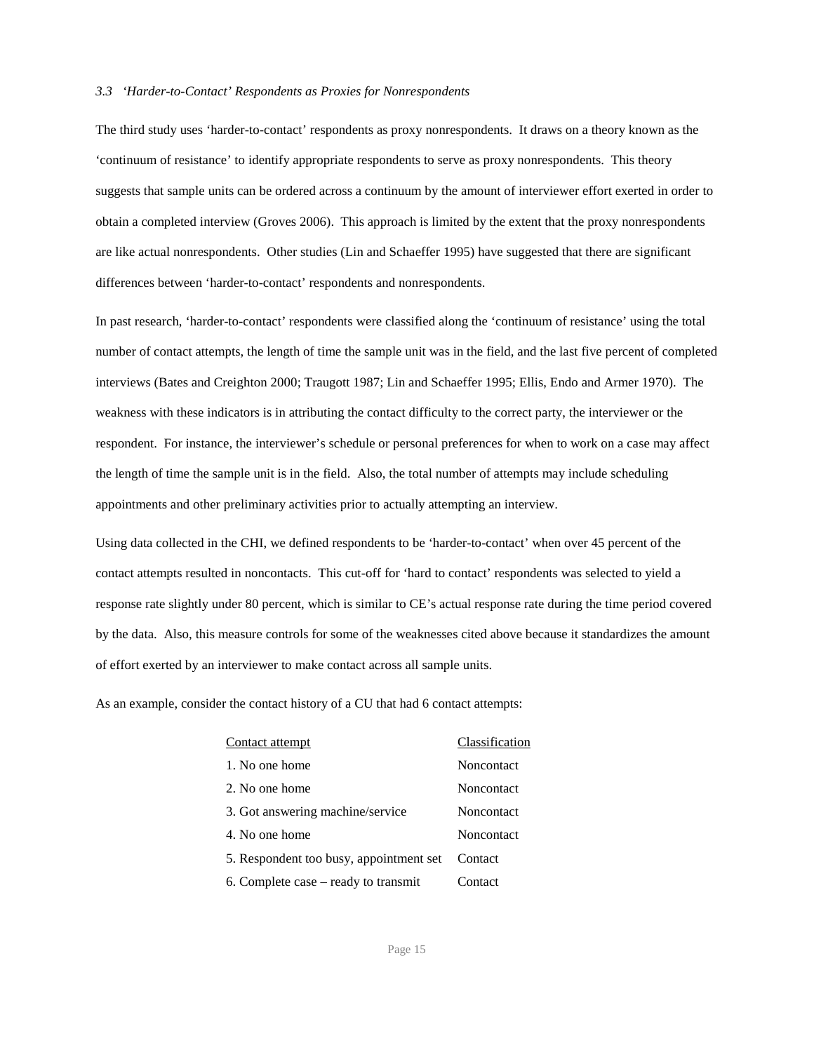### *3.3 'Harder-to-Contact' Respondents as Proxies for Nonrespondents*

The third study uses 'harder-to-contact' respondents as proxy nonrespondents. It draws on a theory known as the 'continuum of resistance' to identify appropriate respondents to serve as proxy nonrespondents. This theory suggests that sample units can be ordered across a continuum by the amount of interviewer effort exerted in order to obtain a completed interview (Groves 2006). This approach is limited by the extent that the proxy nonrespondents are like actual nonrespondents. Other studies (Lin and Schaeffer 1995) have suggested that there are significant differences between 'harder-to-contact' respondents and nonrespondents.

In past research, 'harder-to-contact' respondents were classified along the 'continuum of resistance' using the total number of contact attempts, the length of time the sample unit was in the field, and the last five percent of completed interviews (Bates and Creighton 2000; Traugott 1987; Lin and Schaeffer 1995; Ellis, Endo and Armer 1970). The weakness with these indicators is in attributing the contact difficulty to the correct party, the interviewer or the respondent. For instance, the interviewer's schedule or personal preferences for when to work on a case may affect the length of time the sample unit is in the field. Also, the total number of attempts may include scheduling appointments and other preliminary activities prior to actually attempting an interview.

Using data collected in the CHI, we defined respondents to be 'harder-to-contact' when over 45 percent of the contact attempts resulted in noncontacts. This cut-off for 'hard to contact' respondents was selected to yield a response rate slightly under 80 percent, which is similar to CE's actual response rate during the time period covered by the data. Also, this measure controls for some of the weaknesses cited above because it standardizes the amount of effort exerted by an interviewer to make contact across all sample units.

As an example, consider the contact history of a CU that had 6 contact attempts:

| Contact attempt | Classification |
|---|---|
| 1. No one home | Noncontact |
| 2. No one home | Noncontact |
| 3. Got answering machine/service | Noncontact |
| 4. No one home | Noncontact |
| 5. Respondent too busy, appointment set | Contact |
| 6. Complete case – ready to transmit | Contact |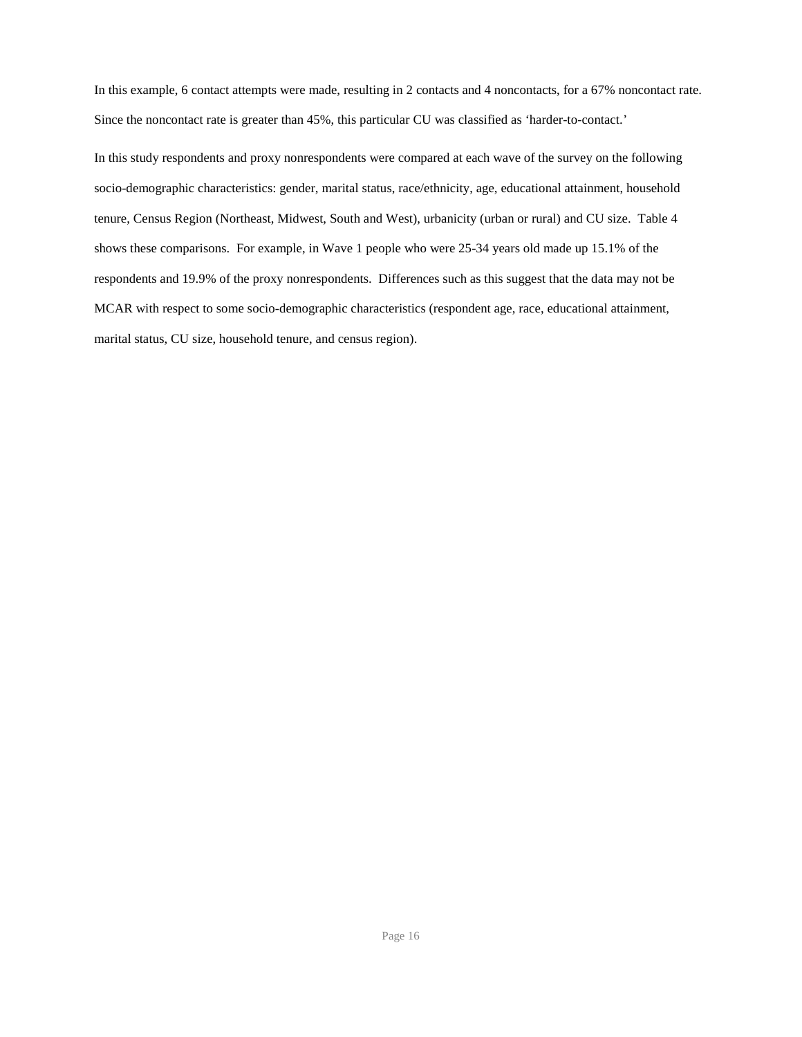In this example, 6 contact attempts were made, resulting in 2 contacts and 4 noncontacts, for a 67% noncontact rate. Since the noncontact rate is greater than 45%, this particular CU was classified as 'harder-to-contact.'

In this study respondents and proxy nonrespondents were compared at each wave of the survey on the following socio-demographic characteristics: gender, marital status, race/ethnicity, age, educational attainment, household tenure, Census Region (Northeast, Midwest, South and West), urbanicity (urban or rural) and CU size. Table 4 shows these comparisons. For example, in Wave 1 people who were 25-34 years old made up 15.1% of the respondents and 19.9% of the proxy nonrespondents. Differences such as this suggest that the data may not be MCAR with respect to some socio-demographic characteristics (respondent age, race, educational attainment, marital status, CU size, household tenure, and census region).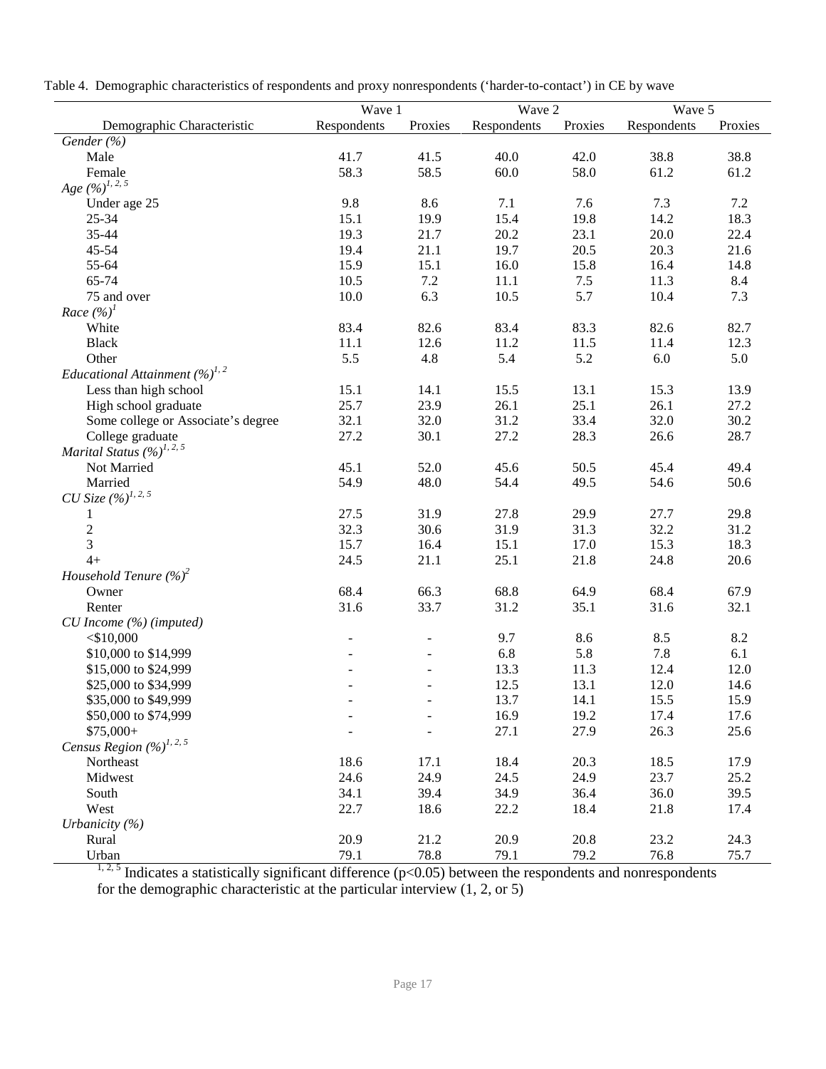Table 4. Demographic characteristics of respondents and proxy nonrespondents ('harder-to-contact') in CE by wave

| | Wave 1 | | Wave 2 | | Wave 5 | |
|---|---|---|---|---|---|---|
| Demographic Characteristic | Respondents | Proxies | Respondents | Proxies | Respondents | Proxies |
| *Gender (%)* | | | | | | |
| Male | 41.7 | 41.5 | 40.0 | 42.0 | 38.8 | 38.8 |
| Female | 58.3 | 58.5 | 60.0 | 58.0 | 61.2 | 61.2 |
| *Age (%)*[1, 2, 5] | | | | | | |
| Under age 25 | 9.8 | 8.6 | 7.1 | 7.6 | 7.3 | 7.2 |
| 25-34 | 15.1 | 19.9 | 15.4 | 19.8 | 14.2 | 18.3 |
| 35-44 | 19.3 | 21.7 | 20.2 | 23.1 | 20.0 | 22.4 |
| 45-54 | 19.4 | 21.1 | 19.7 | 20.5 | 20.3 | 21.6 |
| 55-64 | 15.9 | 15.1 | 16.0 | 15.8 | 16.4 | 14.8 |
| 65-74 | 10.5 | 7.2 | 11.1 | 7.5 | 11.3 | 8.4 |
| 75 and over | 10.0 | 6.3 | 10.5 | 5.7 | 10.4 | 7.3 |
| *Race (%)*[1] | | | | | | |
| White | 83.4 | 82.6 | 83.4 | 83.3 | 82.6 | 82.7 |
| Black | 11.1 | 12.6 | 11.2 | 11.5 | 11.4 | 12.3 |
| Other | 5.5 | 4.8 | 5.4 | 5.2 | 6.0 | 5.0 |
| *Educational Attainment (%)*[1, 2] | | | | | | |
| Less than high school | 15.1 | 14.1 | 15.5 | 13.1 | 15.3 | 13.9 |
| High school graduate | 25.7 | 23.9 | 26.1 | 25.1 | 26.1 | 27.2 |
| Some college or Associate's degree | 32.1 | 32.0 | 31.2 | 33.4 | 32.0 | 30.2 |
| College graduate | 27.2 | 30.1 | 27.2 | 28.3 | 26.6 | 28.7 |
| *Marital Status (%)*[1, 2, 5] | | | | | | |
| Not Married | 45.1 | 52.0 | 45.6 | 50.5 | 45.4 | 49.4 |
| Married | 54.9 | 48.0 | 54.4 | 49.5 | 54.6 | 50.6 |
| *CU Size (%)*[1, 2, 5] | | | | | | |
| 1 | 27.5 | 31.9 | 27.8 | 29.9 | 27.7 | 29.8 |
| 2 | 32.3 | 30.6 | 31.9 | 31.3 | 32.2 | 31.2 |
| 3 | 15.7 | 16.4 | 15.1 | 17.0 | 15.3 | 18.3 |
| 4+ | 24.5 | 21.1 | 25.1 | 21.8 | 24.8 | 20.6 |
| *Household Tenure (%)*[2] | | | | | | |
| Owner | 68.4 | 66.3 | 68.8 | 64.9 | 68.4 | 67.9 |
| Renter | 31.6 | 33.7 | 31.2 | 35.1 | 31.6 | 32.1 |
| *CU Income (%) (imputed)* | | | | | | |
| <$10,000 | - | - | 9.7 | 8.6 | 8.5 | 8.2 |
| $10,000 to $14,999 | - | - | 6.8 | 5.8 | 7.8 | 6.1 |
| $15,000 to $24,999 | - | - | 13.3 | 11.3 | 12.4 | 12.0 |
| $25,000 to $34,999 | - | - | 12.5 | 13.1 | 12.0 | 14.6 |
| $35,000 to $49,999 | - | - | 13.7 | 14.1 | 15.5 | 15.9 |
| $50,000 to $74,999 | - | - | 16.9 | 19.2 | 17.4 | 17.6 |
| $75,000+ | - | - | 27.1 | 27.9 | 26.3 | 25.6 |
| *Census Region (%)*[1, 2, 5] | | | | | | |
| Northeast | 18.6 | 17.1 | 18.4 | 20.3 | 18.5 | 17.9 |
| Midwest | 24.6 | 24.9 | 24.5 | 24.9 | 23.7 | 25.2 |
| South | 34.1 | 39.4 | 34.9 | 36.4 | 36.0 | 39.5 |
| West | 22.7 | 18.6 | 22.2 | 18.4 | 21.8 | 17.4 |
| *Urbanicity (%)* | | | | | | |
| Rural | 20.9 | 21.2 | 20.9 | 20.8 | 23.2 | 24.3 |
| Urban | 79.1 | 78.8 | 79.1 | 79.2 | 76.8 | 75.7 |

[1, 2, 5] Indicates a statistically significant difference ($p<0.05$) between the respondents and nonrespondents for the demographic characteristic at the particular interview (1, 2, or 5)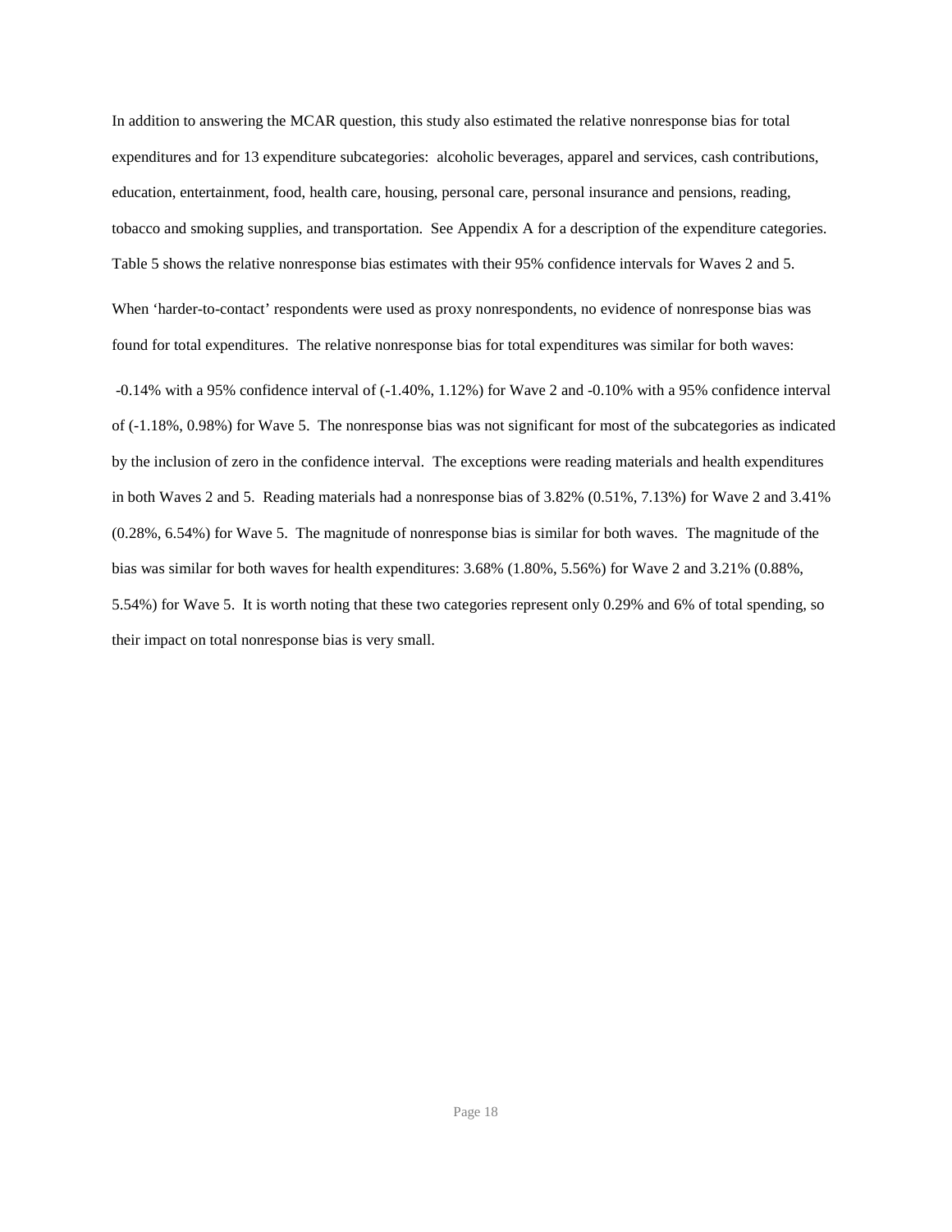In addition to answering the MCAR question, this study also estimated the relative nonresponse bias for total expenditures and for 13 expenditure subcategories: alcoholic beverages, apparel and services, cash contributions, education, entertainment, food, health care, housing, personal care, personal insurance and pensions, reading, tobacco and smoking supplies, and transportation. See Appendix A for a description of the expenditure categories. Table 5 shows the relative nonresponse bias estimates with their 95% confidence intervals for Waves 2 and 5.

When 'harder-to-contact' respondents were used as proxy nonrespondents, no evidence of nonresponse bias was found for total expenditures. The relative nonresponse bias for total expenditures was similar for both waves:

-0.14% with a 95% confidence interval of (-1.40%, 1.12%) for Wave 2 and -0.10% with a 95% confidence interval of (-1.18%, 0.98%) for Wave 5. The nonresponse bias was not significant for most of the subcategories as indicated by the inclusion of zero in the confidence interval. The exceptions were reading materials and health expenditures in both Waves 2 and 5. Reading materials had a nonresponse bias of 3.82% (0.51%, 7.13%) for Wave 2 and 3.41% (0.28%, 6.54%) for Wave 5. The magnitude of nonresponse bias is similar for both waves. The magnitude of the bias was similar for both waves for health expenditures: 3.68% (1.80%, 5.56%) for Wave 2 and 3.21% (0.88%, 5.54%) for Wave 5. It is worth noting that these two categories represent only 0.29% and 6% of total spending, so their impact on total nonresponse bias is very small.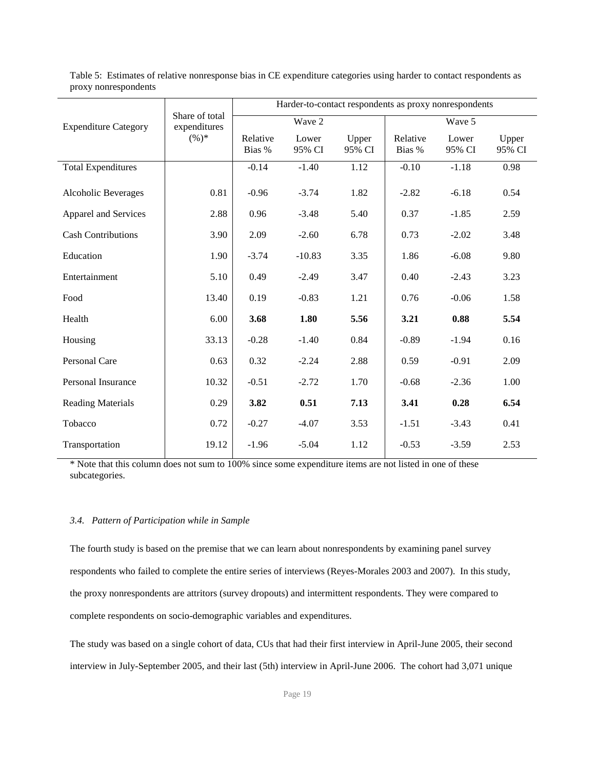Table 5: Estimates of relative nonresponse bias in CE expenditure categories using harder to contact respondents as proxy nonrespondents

| Expenditure Category | Share of total expenditures (%)* | Harder-to-contact respondents as proxy nonrespondents | | | | | |
|---|---|---|---|---|---|---|---|
| | | Wave 2 | | | Wave 5 | | |
| | | Relative Bias % | Lower 95% CI | Upper 95% CI | Relative Bias % | Lower 95% CI | Upper 95% CI |
| Total Expenditures | | -0.14 | -1.40 | 1.12 | -0.10 | -1.18 | 0.98 |
| Alcoholic Beverages | 0.81 | -0.96 | -3.74 | 1.82 | -2.82 | -6.18 | 0.54 |
| Apparel and Services | 2.88 | 0.96 | -3.48 | 5.40 | 0.37 | -1.85 | 2.59 |
| Cash Contributions | 3.90 | 2.09 | -2.60 | 6.78 | 0.73 | -2.02 | 3.48 |
| Education | 1.90 | -3.74 | -10.83 | 3.35 | 1.86 | -6.08 | 9.80 |
| Entertainment | 5.10 | 0.49 | -2.49 | 3.47 | 0.40 | -2.43 | 3.23 |
| Food | 13.40 | 0.19 | -0.83 | 1.21 | 0.76 | -0.06 | 1.58 |
| Health | 6.00 | **3.68** | **1.80** | **5.56** | **3.21** | **0.88** | **5.54** |
| Housing | 33.13 | -0.28 | -1.40 | 0.84 | -0.89 | -1.94 | 0.16 |
| Personal Care | 0.63 | 0.32 | -2.24 | 2.88 | 0.59 | -0.91 | 2.09 |
| Personal Insurance | 10.32 | -0.51 | -2.72 | 1.70 | -0.68 | -2.36 | 1.00 |
| Reading Materials | 0.29 | **3.82** | **0.51** | **7.13** | **3.41** | **0.28** | **6.54** |
| Tobacco | 0.72 | -0.27 | -4.07 | 3.53 | -1.51 | -3.43 | 0.41 |
| Transportation | 19.12 | -1.96 | -5.04 | 1.12 | -0.53 | -3.59 | 2.53 |

* Note that this column does not sum to 100% since some expenditure items are not listed in one of these subcategories.

### *3.4. Pattern of Participation while in Sample*

The fourth study is based on the premise that we can learn about nonrespondents by examining panel survey respondents who failed to complete the entire series of interviews (Reyes-Morales 2003 and 2007). In this study, the proxy nonrespondents are attritors (survey dropouts) and intermittent respondents. They were compared to complete respondents on socio-demographic variables and expenditures.

The study was based on a single cohort of data, CUs that had their first interview in April-June 2005, their second interview in July-September 2005, and their last (5th) interview in April-June 2006. The cohort had 3,071 unique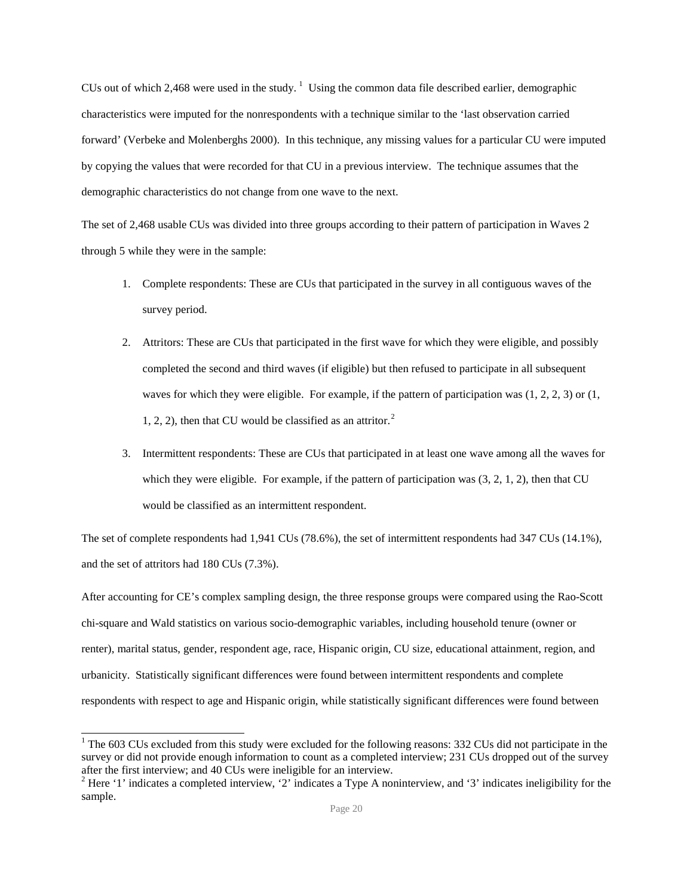CUs out of which 2,468 were used in the study.[1] Using the common data file described earlier, demographic characteristics were imputed for the nonrespondents with a technique similar to the 'last observation carried forward' (Verbeke and Molenberghs 2000). In this technique, any missing values for a particular CU were imputed by copying the values that were recorded for that CU in a previous interview. The technique assumes that the demographic characteristics do not change from one wave to the next.

The set of 2,468 usable CUs was divided into three groups according to their pattern of participation in Waves 2 through 5 while they were in the sample:

1. Complete respondents: These are CUs that participated in the survey in all contiguous waves of the survey period.
2. Attritors: These are CUs that participated in the first wave for which they were eligible, and possibly completed the second and third waves (if eligible) but then refused to participate in all subsequent waves for which they were eligible. For example, if the pattern of participation was (1, 2, 2, 3) or (1, 1, 2, 2), then that CU would be classified as an attritor.[2]
3. Intermittent respondents: These are CUs that participated in at least one wave among all the waves for which they were eligible. For example, if the pattern of participation was (3, 2, 1, 2), then that CU would be classified as an intermittent respondent.

The set of complete respondents had 1,941 CUs (78.6%), the set of intermittent respondents had 347 CUs (14.1%), and the set of attritors had 180 CUs (7.3%).

After accounting for CE's complex sampling design, the three response groups were compared using the Rao-Scott chi-square and Wald statistics on various socio-demographic variables, including household tenure (owner or renter), marital status, gender, respondent age, race, Hispanic origin, CU size, educational attainment, region, and urbanicity. Statistically significant differences were found between intermittent respondents and complete respondents with respect to age and Hispanic origin, while statistically significant differences were found between

[1] The 603 CUs excluded from this study were excluded for the following reasons: 332 CUs did not participate in the survey or did not provide enough information to count as a completed interview; 231 CUs dropped out of the survey after the first interview; and 40 CUs were ineligible for an interview.

[2] Here '1' indicates a completed interview, '2' indicates a Type A noninterview, and '3' indicates ineligibility for the sample.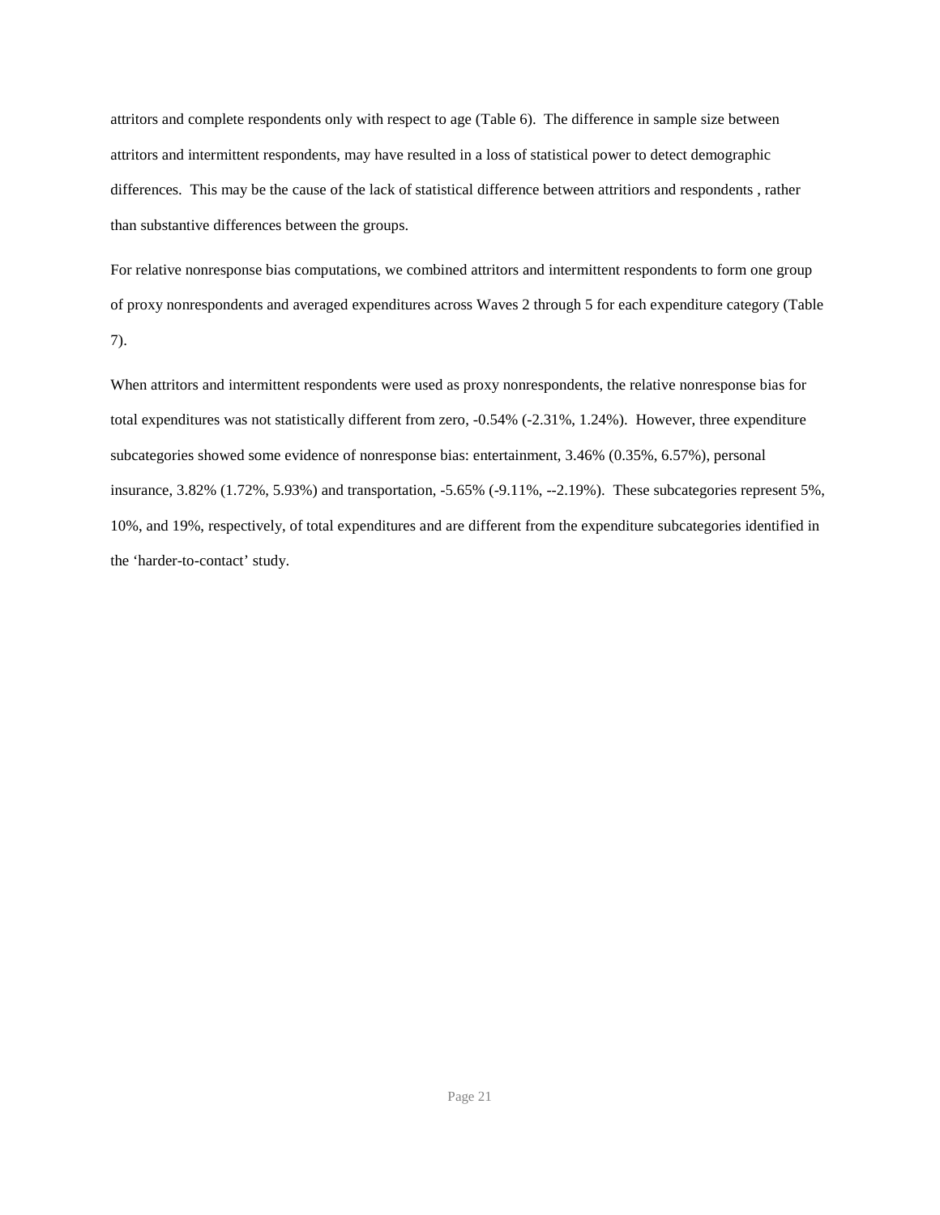attritors and complete respondents only with respect to age (Table 6). The difference in sample size between attritors and intermittent respondents, may have resulted in a loss of statistical power to detect demographic differences. This may be the cause of the lack of statistical difference between attritiors and respondents , rather than substantive differences between the groups.

For relative nonresponse bias computations, we combined attritors and intermittent respondents to form one group of proxy nonrespondents and averaged expenditures across Waves 2 through 5 for each expenditure category (Table 7).

When attritors and intermittent respondents were used as proxy nonrespondents, the relative nonresponse bias for total expenditures was not statistically different from zero, -0.54% (-2.31%, 1.24%). However, three expenditure subcategories showed some evidence of nonresponse bias: entertainment, 3.46% (0.35%, 6.57%), personal insurance, 3.82% (1.72%, 5.93%) and transportation, -5.65% (-9.11%, --2.19%). These subcategories represent 5%, 10%, and 19%, respectively, of total expenditures and are different from the expenditure subcategories identified in the 'harder-to-contact' study.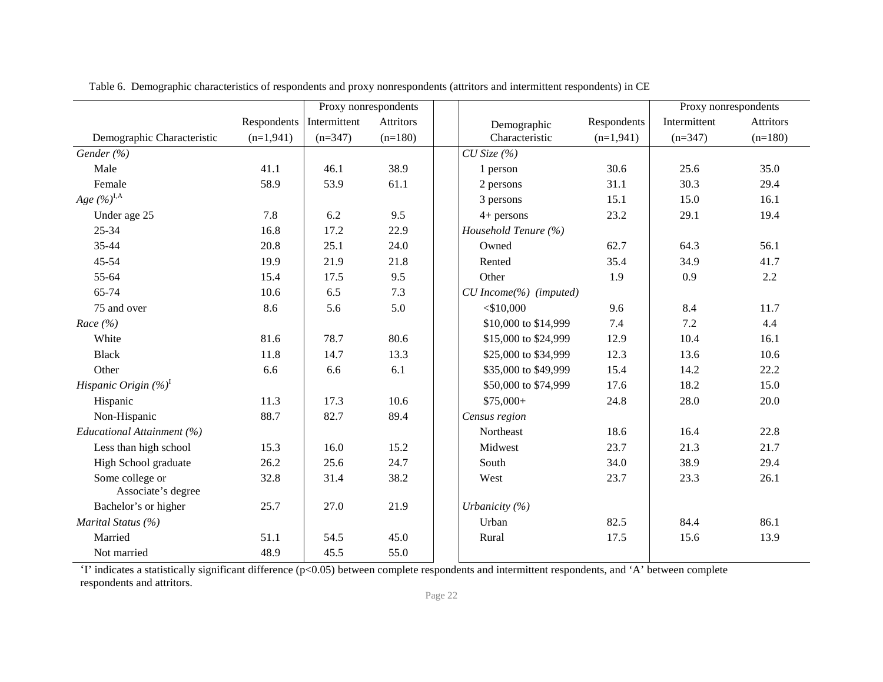Table 6. Demographic characteristics of respondents and proxy nonrespondents (attritors and intermittent respondents) in CE

| Demographic Characteristic | Respondents (n=1,941) | Proxy nonrespondents: Intermittent (n=347) | Proxy nonrespondents: Attritors (n=180) |
|---|---|---|---|
| *Gender (%)* | | | |
| Male | 41.1 | 46.1 | 38.9 |
| Female | 58.9 | 53.9 | 61.1 |
| *Age (%)*[I,A] | | | |
| Under age 25 | 7.8 | 6.2 | 9.5 |
| 25-34 | 16.8 | 17.2 | 22.9 |
| 35-44 | 20.8 | 25.1 | 24.0 |
| 45-54 | 19.9 | 21.9 | 21.8 |
| 55-64 | 15.4 | 17.5 | 9.5 |
| 65-74 | 10.6 | 6.5 | 7.3 |
| 75 and over | 8.6 | 5.6 | 5.0 |
| *Race (%)* | | | |
| White | 81.6 | 78.7 | 80.6 |
| Black | 11.8 | 14.7 | 13.3 |
| Other | 6.6 | 6.6 | 6.1 |
| *Hispanic Origin (%)*[I] | | | |
| Hispanic | 11.3 | 17.3 | 10.6 |
| Non-Hispanic | 88.7 | 82.7 | 89.4 |
| *Educational Attainment (%)* | | | |
| Less than high school | 15.3 | 16.0 | 15.2 |
| High School graduate | 26.2 | 25.6 | 24.7 |
| Some college or Associate's degree | 32.8 | 31.4 | 38.2 |
| Bachelor's or higher | 25.7 | 27.0 | 21.9 |
| *Marital Status (%)* | | | |
| Married | 51.1 | 54.5 | 45.0 |
| Not married | 48.9 | 45.5 | 55.0 |
| *CU Size (%)* | | | |
| 1 person | 30.6 | 25.6 | 35.0 |
| 2 persons | 31.1 | 30.3 | 29.4 |
| 3 persons | 15.1 | 15.0 | 16.1 |
| 4+ persons | 23.2 | 29.1 | 19.4 |
| *Household Tenure (%)* | | | |
| Owned | 62.7 | 64.3 | 56.1 |
| Rented | 35.4 | 34.9 | 41.7 |
| Other | 1.9 | 0.9 | 2.2 |
| *CU Income(%) (imputed)* | | | |
| <$10,000 | 9.6 | 8.4 | 11.7 |
| $10,000 to $14,999 | 7.4 | 7.2 | 4.4 |
| $15,000 to $24,999 | 12.9 | 10.4 | 16.1 |
| $25,000 to $34,999 | 12.3 | 13.6 | 10.6 |
| $35,000 to $49,999 | 15.4 | 14.2 | 22.2 |
| $50,000 to $74,999 | 17.6 | 18.2 | 15.0 |
| $75,000+ | 24.8 | 28.0 | 20.0 |
| *Census region* | | | |
| Northeast | 18.6 | 16.4 | 22.8 |
| Midwest | 23.7 | 21.3 | 21.7 |
| South | 34.0 | 38.9 | 29.4 |
| West | 23.7 | 23.3 | 26.1 |
| *Urbanicity (%)* | | | |
| Urban | 82.5 | 84.4 | 86.1 |
| Rural | 17.5 | 15.6 | 13.9 |

'I' indicates a statistically significant difference ($p<0.05$) between complete respondents and intermittent respondents, and 'A' between complete respondents and attritors.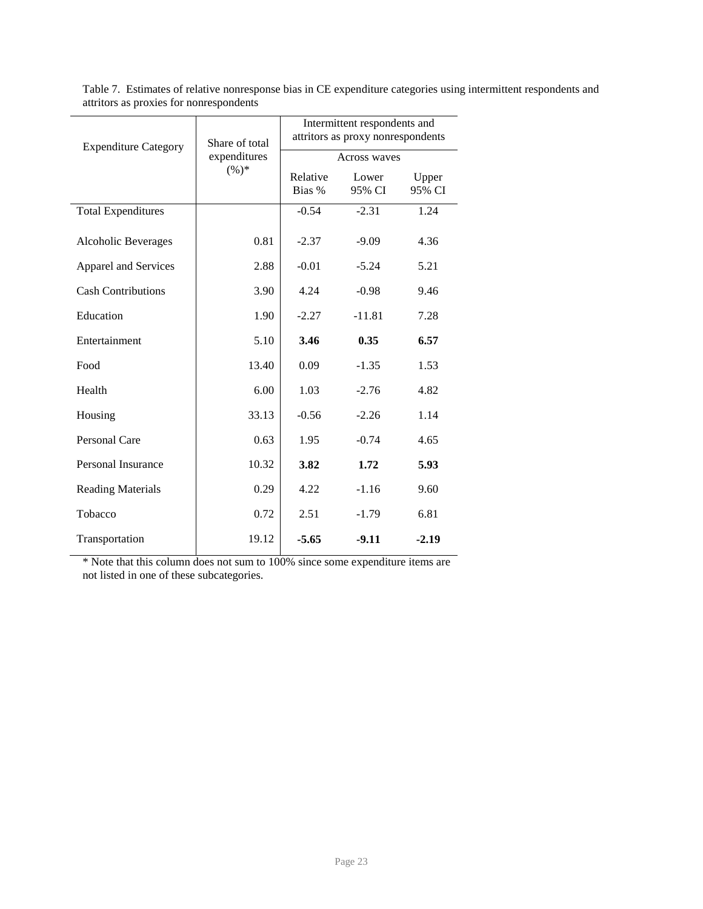Table 7. Estimates of relative nonresponse bias in CE expenditure categories using intermittent respondents and attritors as proxies for nonrespondents

| Expenditure Category | Share of total expenditures (%)* | Intermittent respondents and attritors as proxy nonrespondents | | |
|---|---|---|---|---|
| | | Across waves | | |
| | | Relative Bias % | Lower 95% CI | Upper 95% CI |
| Total Expenditures | | -0.54 | -2.31 | 1.24 |
| Alcoholic Beverages | 0.81 | -2.37 | -9.09 | 4.36 |
| Apparel and Services | 2.88 | -0.01 | -5.24 | 5.21 |
| Cash Contributions | 3.90 | 4.24 | -0.98 | 9.46 |
| Education | 1.90 | -2.27 | -11.81 | 7.28 |
| Entertainment | 5.10 | **3.46** | **0.35** | **6.57** |
| Food | 13.40 | 0.09 | -1.35 | 1.53 |
| Health | 6.00 | 1.03 | -2.76 | 4.82 |
| Housing | 33.13 | -0.56 | -2.26 | 1.14 |
| Personal Care | 0.63 | 1.95 | -0.74 | 4.65 |
| Personal Insurance | 10.32 | **3.82** | **1.72** | **5.93** |
| Reading Materials | 0.29 | 4.22 | -1.16 | 9.60 |
| Tobacco | 0.72 | 2.51 | -1.79 | 6.81 |
| Transportation | 19.12 | **-5.65** | **-9.11** | **-2.19** |

* Note that this column does not sum to 100% since some expenditure items are not listed in one of these subcategories.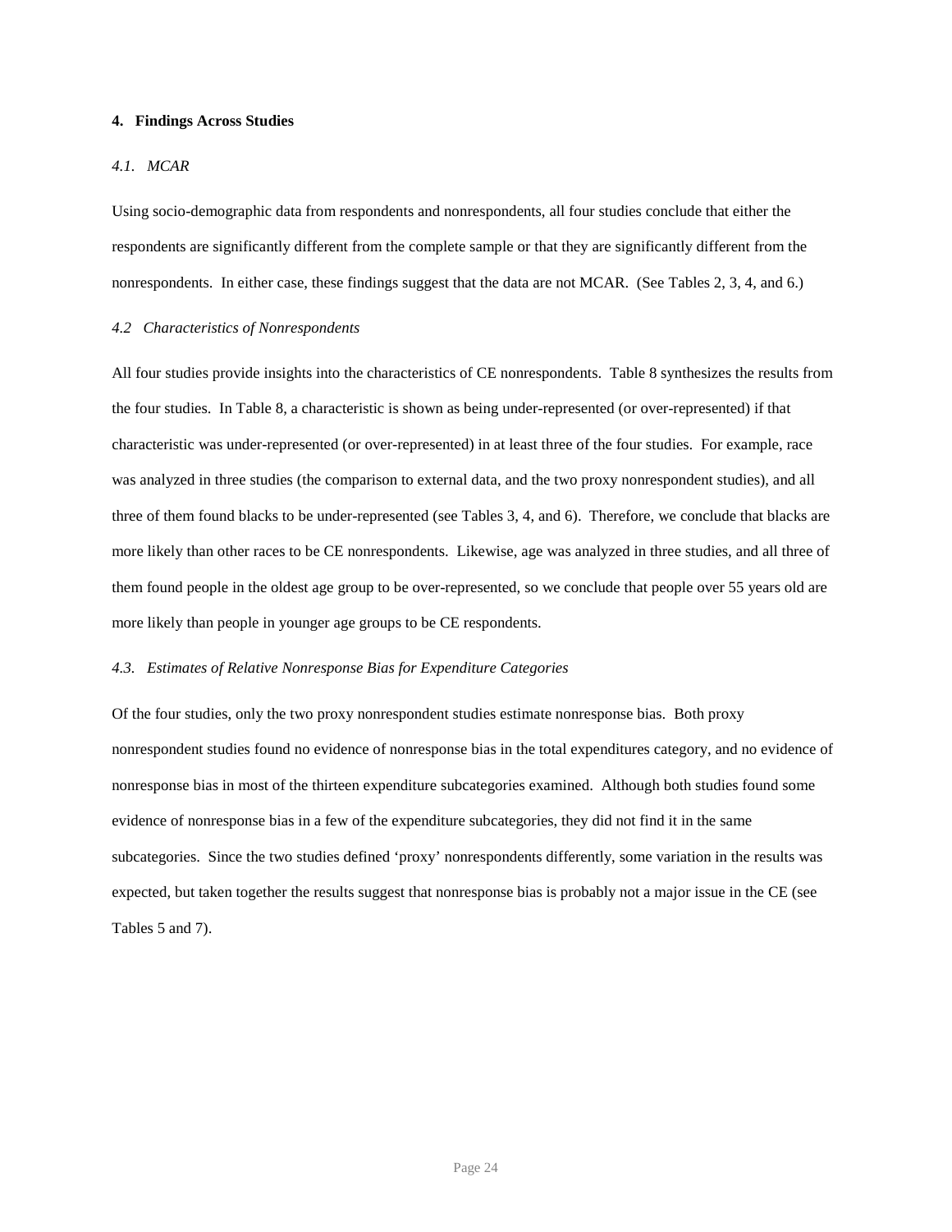## 4. Findings Across Studies

### *4.1. MCAR*

Using socio-demographic data from respondents and nonrespondents, all four studies conclude that either the respondents are significantly different from the complete sample or that they are significantly different from the nonrespondents. In either case, these findings suggest that the data are not MCAR. (See Tables 2, 3, 4, and 6.)

### *4.2 Characteristics of Nonrespondents*

All four studies provide insights into the characteristics of CE nonrespondents. Table 8 synthesizes the results from the four studies. In Table 8, a characteristic is shown as being under-represented (or over-represented) if that characteristic was under-represented (or over-represented) in at least three of the four studies. For example, race was analyzed in three studies (the comparison to external data, and the two proxy nonrespondent studies), and all three of them found blacks to be under-represented (see Tables 3, 4, and 6). Therefore, we conclude that blacks are more likely than other races to be CE nonrespondents. Likewise, age was analyzed in three studies, and all three of them found people in the oldest age group to be over-represented, so we conclude that people over 55 years old are more likely than people in younger age groups to be CE respondents.

### *4.3. Estimates of Relative Nonresponse Bias for Expenditure Categories*

Of the four studies, only the two proxy nonrespondent studies estimate nonresponse bias. Both proxy nonrespondent studies found no evidence of nonresponse bias in the total expenditures category, and no evidence of nonresponse bias in most of the thirteen expenditure subcategories examined. Although both studies found some evidence of nonresponse bias in a few of the expenditure subcategories, they did not find it in the same subcategories. Since the two studies defined 'proxy' nonrespondents differently, some variation in the results was expected, but taken together the results suggest that nonresponse bias is probably not a major issue in the CE (see Tables 5 and 7).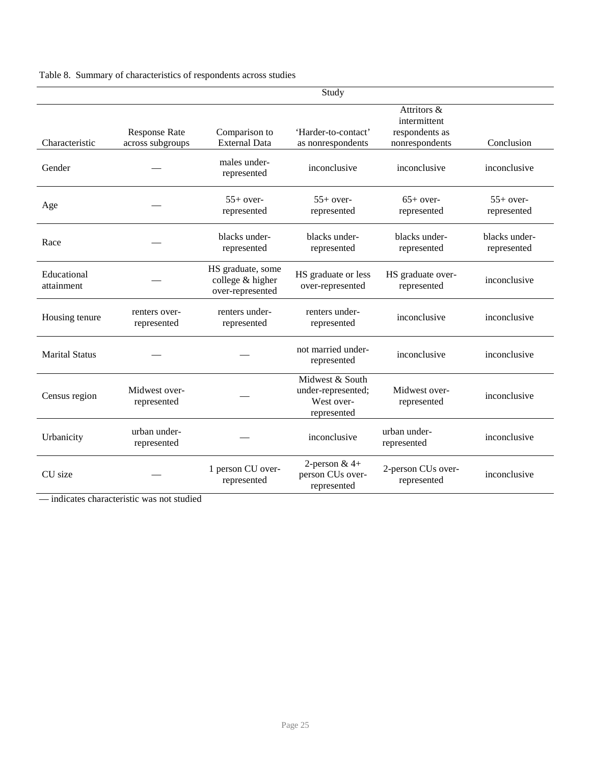Table 8. Summary of characteristics of respondents across studies

| | Study | | | | |
|---|---|---|---|---|---|
| Characteristic | Response Rate across subgroups | Comparison to External Data | 'Harder-to-contact' as nonrespondents | Attritors & intermittent respondents as nonrespondents | Conclusion |
| Gender | — | males under-represented | inconclusive | inconclusive | inconclusive |
| Age | — | 55+ over-represented | 55+ over-represented | 65+ over-represented | 55+ over-represented |
| Race | — | blacks under-represented | blacks under-represented | blacks under-represented | blacks under-represented |
| Educational attainment | — | HS graduate, some college & higher over-represented | HS graduate or less over-represented | HS graduate over-represented | inconclusive |
| Housing tenure | renters over-represented | renters under-represented | renters under-represented | inconclusive | inconclusive |
| Marital Status | — | — | not married under-represented | inconclusive | inconclusive |
| Census region | Midwest over-represented | — | Midwest & South under-represented; West over-represented | Midwest over-represented | inconclusive |
| Urbanicity | urban under-represented | — | inconclusive | urban under-represented | inconclusive |
| CU size | — | 1 person CU over-represented | 2-person & 4+ person CUs over-represented | 2-person CUs over-represented | inconclusive |

— indicates characteristic was not studied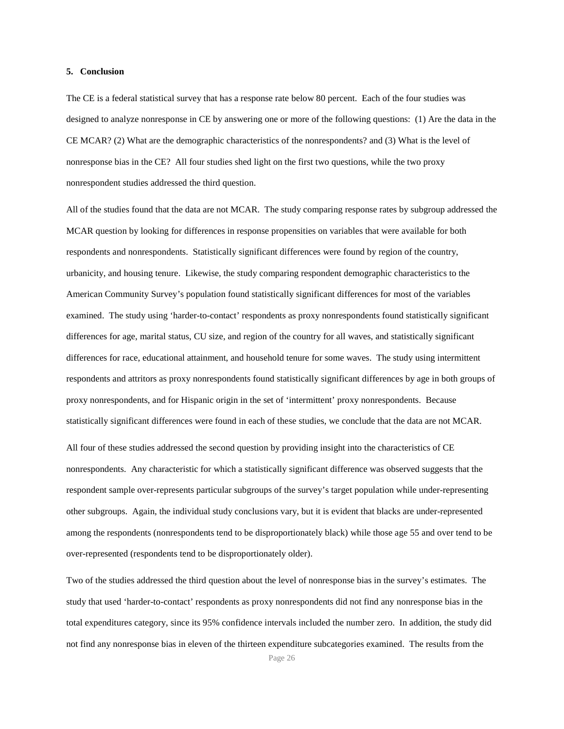## 5. Conclusion

The CE is a federal statistical survey that has a response rate below 80 percent. Each of the four studies was designed to analyze nonresponse in CE by answering one or more of the following questions: (1) Are the data in the CE MCAR? (2) What are the demographic characteristics of the nonrespondents? and (3) What is the level of nonresponse bias in the CE? All four studies shed light on the first two questions, while the two proxy nonrespondent studies addressed the third question.

All of the studies found that the data are not MCAR. The study comparing response rates by subgroup addressed the MCAR question by looking for differences in response propensities on variables that were available for both respondents and nonrespondents. Statistically significant differences were found by region of the country, urbanicity, and housing tenure. Likewise, the study comparing respondent demographic characteristics to the American Community Survey's population found statistically significant differences for most of the variables examined. The study using 'harder-to-contact' respondents as proxy nonrespondents found statistically significant differences for age, marital status, CU size, and region of the country for all waves, and statistically significant differences for race, educational attainment, and household tenure for some waves. The study using intermittent respondents and attritors as proxy nonrespondents found statistically significant differences by age in both groups of proxy nonrespondents, and for Hispanic origin in the set of 'intermittent' proxy nonrespondents. Because statistically significant differences were found in each of these studies, we conclude that the data are not MCAR.

All four of these studies addressed the second question by providing insight into the characteristics of CE nonrespondents. Any characteristic for which a statistically significant difference was observed suggests that the respondent sample over-represents particular subgroups of the survey's target population while under-representing other subgroups. Again, the individual study conclusions vary, but it is evident that blacks are under-represented among the respondents (nonrespondents tend to be disproportionately black) while those age 55 and over tend to be over-represented (respondents tend to be disproportionately older).

Two of the studies addressed the third question about the level of nonresponse bias in the survey's estimates. The study that used 'harder-to-contact' respondents as proxy nonrespondents did not find any nonresponse bias in the total expenditures category, since its 95% confidence intervals included the number zero. In addition, the study did not find any nonresponse bias in eleven of the thirteen expenditure subcategories examined. The results from the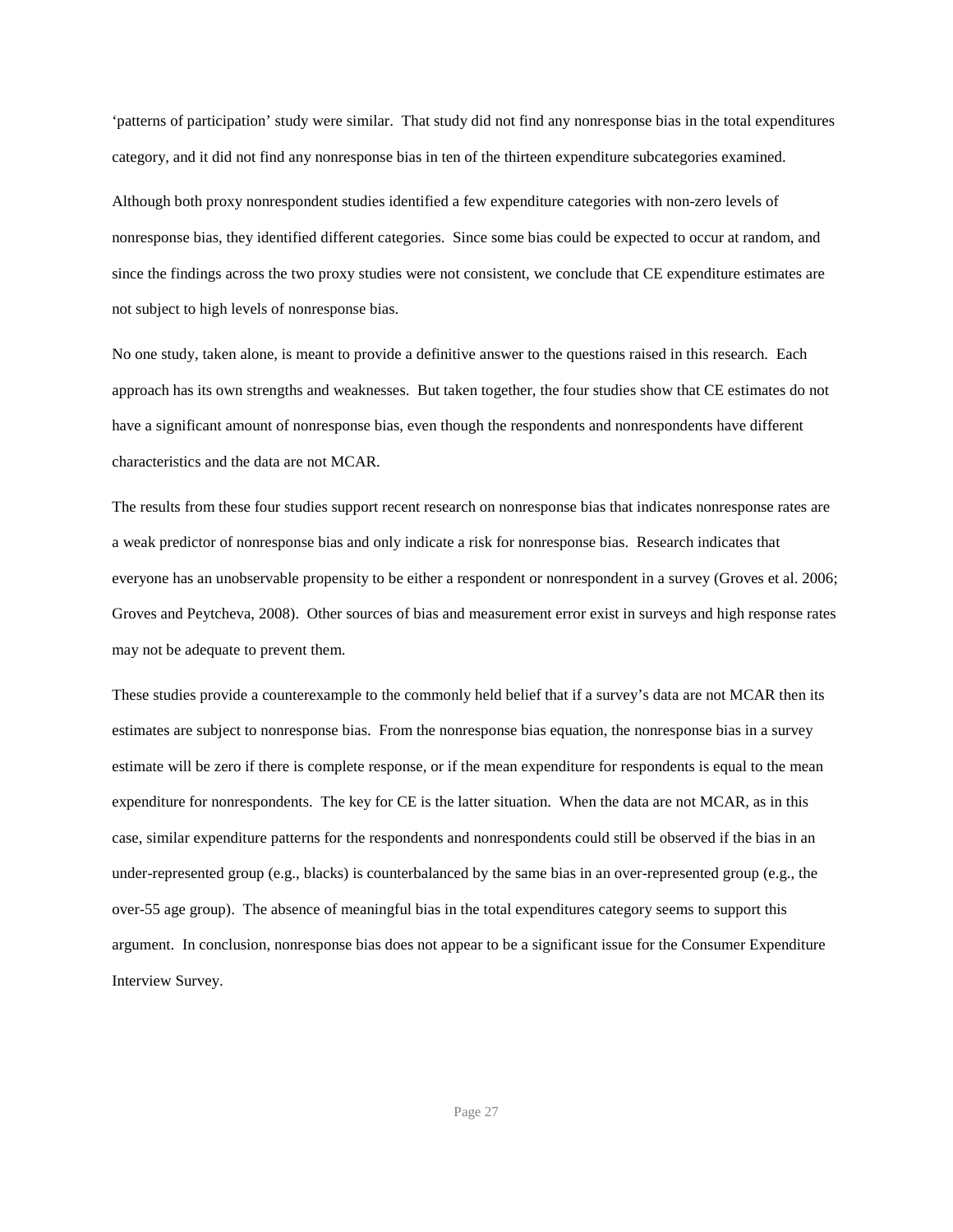'patterns of participation' study were similar. That study did not find any nonresponse bias in the total expenditures category, and it did not find any nonresponse bias in ten of the thirteen expenditure subcategories examined.

Although both proxy nonrespondent studies identified a few expenditure categories with non-zero levels of nonresponse bias, they identified different categories. Since some bias could be expected to occur at random, and since the findings across the two proxy studies were not consistent, we conclude that CE expenditure estimates are not subject to high levels of nonresponse bias.

No one study, taken alone, is meant to provide a definitive answer to the questions raised in this research. Each approach has its own strengths and weaknesses. But taken together, the four studies show that CE estimates do not have a significant amount of nonresponse bias, even though the respondents and nonrespondents have different characteristics and the data are not MCAR.

The results from these four studies support recent research on nonresponse bias that indicates nonresponse rates are a weak predictor of nonresponse bias and only indicate a risk for nonresponse bias. Research indicates that everyone has an unobservable propensity to be either a respondent or nonrespondent in a survey (Groves et al. 2006; Groves and Peytcheva, 2008). Other sources of bias and measurement error exist in surveys and high response rates may not be adequate to prevent them.

These studies provide a counterexample to the commonly held belief that if a survey's data are not MCAR then its estimates are subject to nonresponse bias. From the nonresponse bias equation, the nonresponse bias in a survey estimate will be zero if there is complete response, or if the mean expenditure for respondents is equal to the mean expenditure for nonrespondents. The key for CE is the latter situation. When the data are not MCAR, as in this case, similar expenditure patterns for the respondents and nonrespondents could still be observed if the bias in an under-represented group (e.g., blacks) is counterbalanced by the same bias in an over-represented group (e.g., the over-55 age group). The absence of meaningful bias in the total expenditures category seems to support this argument. In conclusion, nonresponse bias does not appear to be a significant issue for the Consumer Expenditure Interview Survey.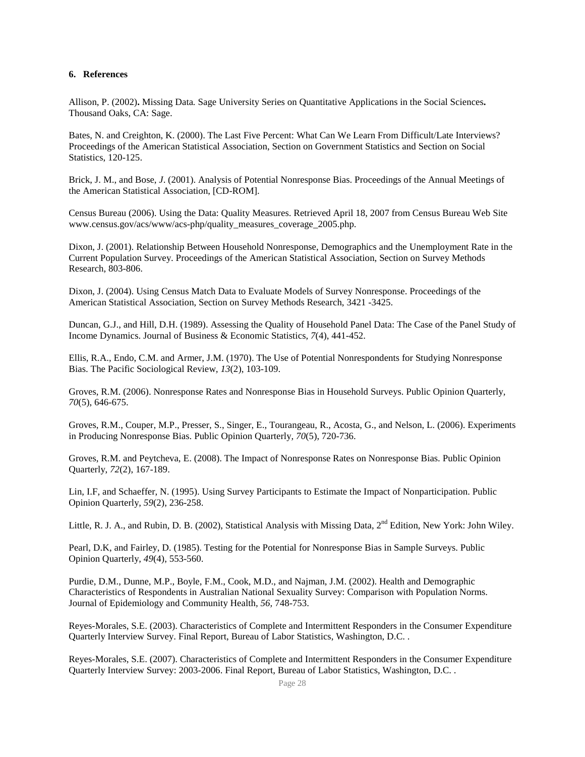## 6. References

Allison, P. (2002)**.** Missing Data*.* Sage University Series on Quantitative Applications in the Social Sciences**.** Thousand Oaks, CA: Sage.

Bates, N. and Creighton, K. (2000). The Last Five Percent: What Can We Learn From Difficult/Late Interviews? Proceedings of the American Statistical Association, Section on Government Statistics and Section on Social Statistics, 120-125.

Brick, J. M., and Bose, *J*. (2001). Analysis of Potential Nonresponse Bias. Proceedings of the Annual Meetings of the American Statistical Association, [CD-ROM].

Census Bureau (2006). Using the Data: Quality Measures. Retrieved April 18, 2007 from Census Bureau Web Site www.census.gov/acs/www/acs-php/quality_measures_coverage_2005.php.

Dixon, J. (2001). Relationship Between Household Nonresponse, Demographics and the Unemployment Rate in the Current Population Survey. Proceedings of the American Statistical Association, Section on Survey Methods Research, 803-806.

Dixon, J. (2004). Using Census Match Data to Evaluate Models of Survey Nonresponse. Proceedings of the American Statistical Association, Section on Survey Methods Research, 3421 -3425.

Duncan, G.J., and Hill, D.H. (1989). Assessing the Quality of Household Panel Data: The Case of the Panel Study of Income Dynamics. Journal of Business & Economic Statistics*, 7*(4), 441-452.

Ellis, R.A., Endo, C.M. and Armer, J.M. (1970). The Use of Potential Nonrespondents for Studying Nonresponse Bias. The Pacific Sociological Review*, 13*(2), 103-109.

Groves, R.M. (2006). Nonresponse Rates and Nonresponse Bias in Household Surveys. Public Opinion Quarterly*, 70*(5), 646-675.

Groves, R.M., Couper, M.P., Presser, S., Singer, E., Tourangeau, R., Acosta, G., and Nelson, L. (2006). Experiments in Producing Nonresponse Bias. Public Opinion Quarterly*, 70*(5), 720-736.

Groves, R.M. and Peytcheva, E. (2008). The Impact of Nonresponse Rates on Nonresponse Bias. Public Opinion Quarterly*, 72*(2), 167-189.

Lin, I.F, and Schaeffer, N. (1995). Using Survey Participants to Estimate the Impact of Nonparticipation. Public Opinion Quarterly*, 59*(2), 236-258.

Little, R. J. A., and Rubin, D. B. (2002), Statistical Analysis with Missing Data, 2nd Edition, New York: John Wiley.

Pearl, D.K, and Fairley, D. (1985). Testing for the Potential for Nonresponse Bias in Sample Surveys. Public Opinion Quarterly*, 49*(4), 553-560.

Purdie, D.M., Dunne, M.P., Boyle, F.M., Cook, M.D., and Najman, J.M. (2002). Health and Demographic Characteristics of Respondents in Australian National Sexuality Survey: Comparison with Population Norms. Journal of Epidemiology and Community Health*, 56,* 748-753.

Reyes-Morales, S.E. (2003). Characteristics of Complete and Intermittent Responders in the Consumer Expenditure Quarterly Interview Survey. Final Report, Bureau of Labor Statistics, Washington, D.C. .

Reyes-Morales, S.E. (2007). Characteristics of Complete and Intermittent Responders in the Consumer Expenditure Quarterly Interview Survey: 2003-2006. Final Report, Bureau of Labor Statistics, Washington, D.C. .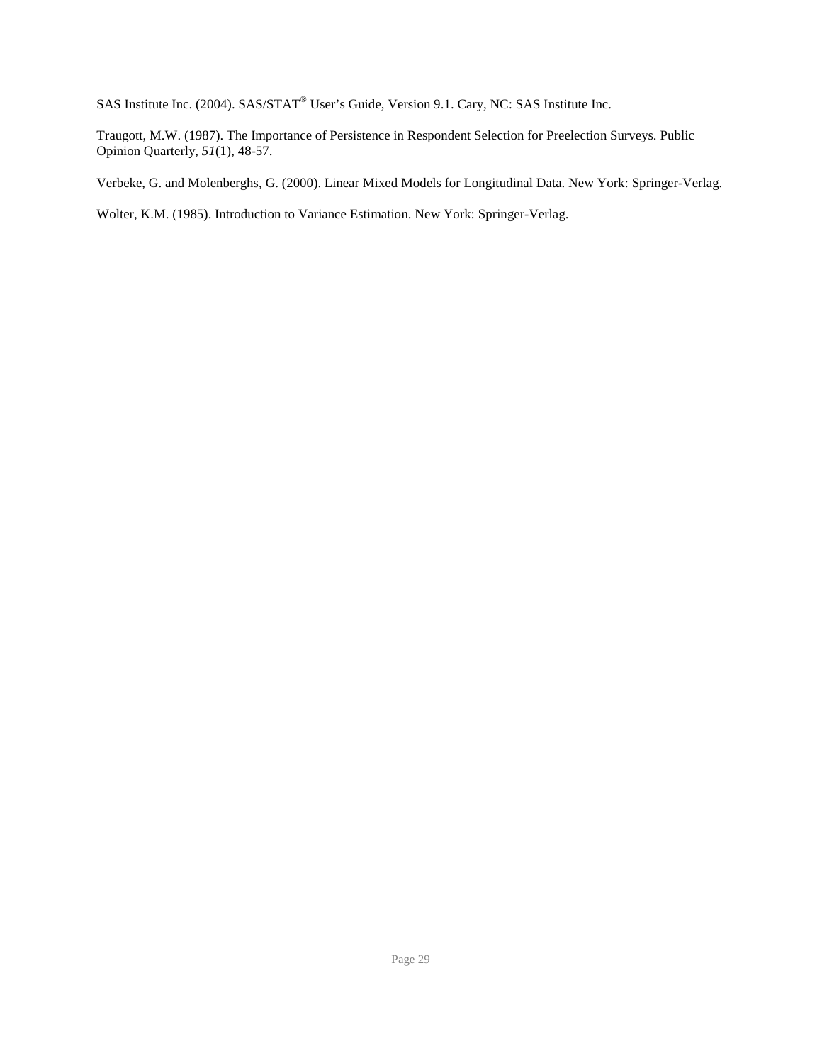SAS Institute Inc. (2004). SAS/STAT® User's Guide, Version 9.1. Cary, NC: SAS Institute Inc.

Traugott, M.W. (1987). The Importance of Persistence in Respondent Selection for Preelection Surveys. Public Opinion Quarterly, *51*(1), 48-57.

Verbeke, G. and Molenberghs, G. (2000). Linear Mixed Models for Longitudinal Data. New York: Springer-Verlag.

Wolter, K.M. (1985). Introduction to Variance Estimation. New York: Springer-Verlag.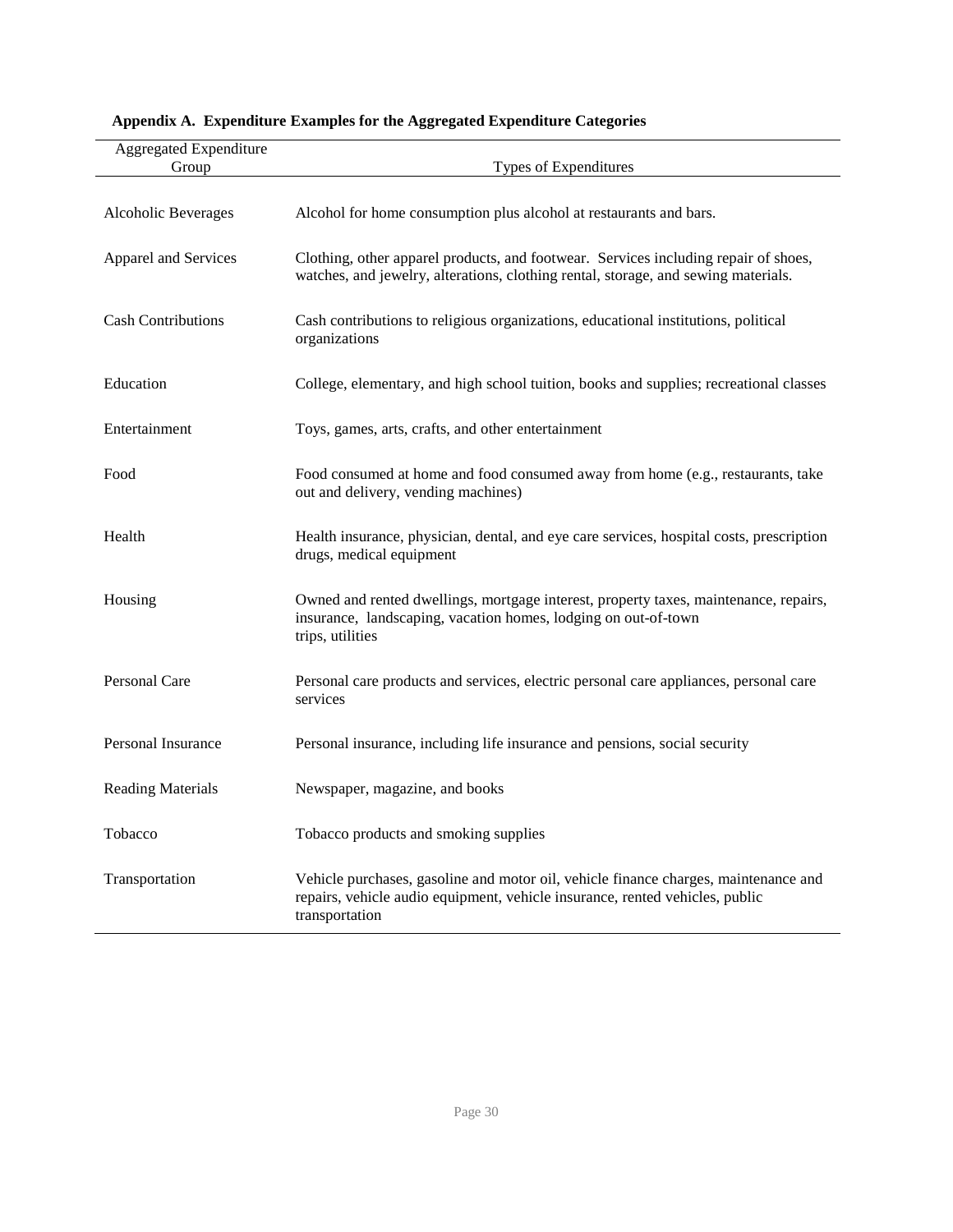**Appendix A. Expenditure Examples for the Aggregated Expenditure Categories**

| Aggregated Expenditure Group | Types of Expenditures |
|---|---|
| Alcoholic Beverages | Alcohol for home consumption plus alcohol at restaurants and bars. |
| Apparel and Services | Clothing, other apparel products, and footwear. Services including repair of shoes, watches, and jewelry, alterations, clothing rental, storage, and sewing materials. |
| Cash Contributions | Cash contributions to religious organizations, educational institutions, political organizations |
| Education | College, elementary, and high school tuition, books and supplies; recreational classes |
| Entertainment | Toys, games, arts, crafts, and other entertainment |
| Food | Food consumed at home and food consumed away from home (e.g., restaurants, take out and delivery, vending machines) |
| Health | Health insurance, physician, dental, and eye care services, hospital costs, prescription drugs, medical equipment |
| Housing | Owned and rented dwellings, mortgage interest, property taxes, maintenance, repairs, insurance, landscaping, vacation homes, lodging on out-of-town trips, utilities |
| Personal Care | Personal care products and services, electric personal care appliances, personal care services |
| Personal Insurance | Personal insurance, including life insurance and pensions, social security |
| Reading Materials | Newspaper, magazine, and books |
| Tobacco | Tobacco products and smoking supplies |
| Transportation | Vehicle purchases, gasoline and motor oil, vehicle finance charges, maintenance and repairs, vehicle audio equipment, vehicle insurance, rented vehicles, public transportation |